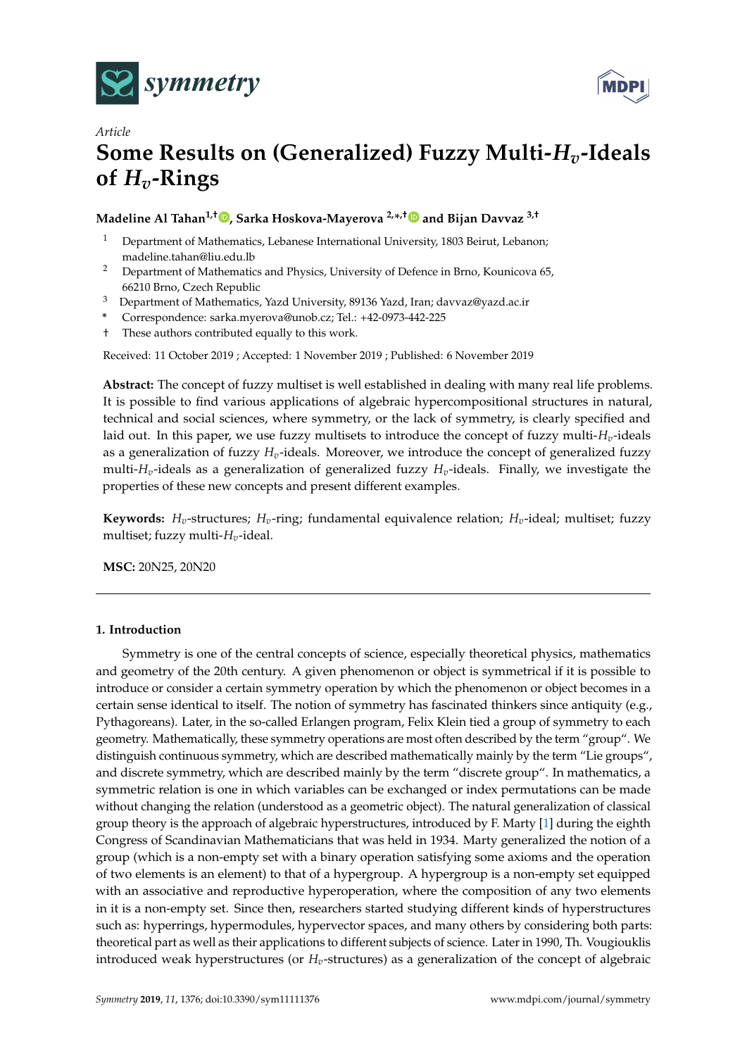Article

# Some Results on (Generalized) Fuzzy Multi-$H_v$-Ideals of $H_v$-Rings

**Madeline Al Tahan** [1,†], **Sarka Hoskova-Mayerova** [2,*,†] **and Bijan Davvaz** [3,†]

1 Department of Mathematics, Lebanese International University, 1803 Beirut, Lebanon; madeline.tahan@liu.edu.lb
2 Department of Mathematics and Physics, University of Defence in Brno, Kounicova 65, 66210 Brno, Czech Republic
3 Department of Mathematics, Yazd University, 89136 Yazd, Iran; davvaz@yazd.ac.ir
\* Correspondence: sarka.myerova@unob.cz; Tel.: +42-0973-442-225
† These authors contributed equally to this work.

Received: 11 October 2019 ; Accepted: 1 November 2019 ; Published: 6 November 2019

**Abstract:** The concept of fuzzy multiset is well established in dealing with many real life problems. It is possible to find various applications of algebraic hypercompositional structures in natural, technical and social sciences, where symmetry, or the lack of symmetry, is clearly specified and laid out. In this paper, we use fuzzy multisets to introduce the concept of fuzzy multi-$H_v$-ideals as a generalization of fuzzy $H_v$-ideals. Moreover, we introduce the concept of generalized fuzzy multi-$H_v$-ideals as a generalization of generalized fuzzy $H_v$-ideals. Finally, we investigate the properties of these new concepts and present different examples.

**Keywords:** $H_v$-structures; $H_v$-ring; fundamental equivalence relation; $H_v$-ideal; multiset; fuzzy multiset; fuzzy multi-$H_v$-ideal.

**MSC:** 20N25, 20N20

## 1. Introduction

Symmetry is one of the central concepts of science, especially theoretical physics, mathematics and geometry of the 20th century. A given phenomenon or object is symmetrical if it is possible to introduce or consider a certain symmetry operation by which the phenomenon or object becomes in a certain sense identical to itself. The notion of symmetry has fascinated thinkers since antiquity (e.g., Pythagoreans). Later, in the so-called Erlangen program, Felix Klein tied a group of symmetry to each geometry. Mathematically, these symmetry operations are most often described by the term "group". We distinguish continuous symmetry, which are described mathematically mainly by the term "Lie groups", and discrete symmetry, which are described mainly by the term "discrete group". In mathematics, a symmetric relation is one in which variables can be exchanged or index permutations can be made without changing the relation (understood as a geometric object). The natural generalization of classical group theory is the approach of algebraic hyperstructures, introduced by F. Marty [1] during the eighth Congress of Scandinavian Mathematicians that was held in 1934. Marty generalized the notion of a group (which is a non-empty set with a binary operation satisfying some axioms and the operation of two elements is an element) to that of a hypergroup. A hypergroup is a non-empty set equipped with an associative and reproductive hyperoperation, where the composition of any two elements in it is a non-empty set. Since then, researchers started studying different kinds of hyperstructures such as: hyperrings, hypermodules, hypervector spaces, and many others by considering both parts: theoretical part as well as their applications to different subjects of science. Later in 1990, Th. Vougiouklis introduced weak hyperstructures (or $H_v$-structures) as a generalization of the concept of algebraic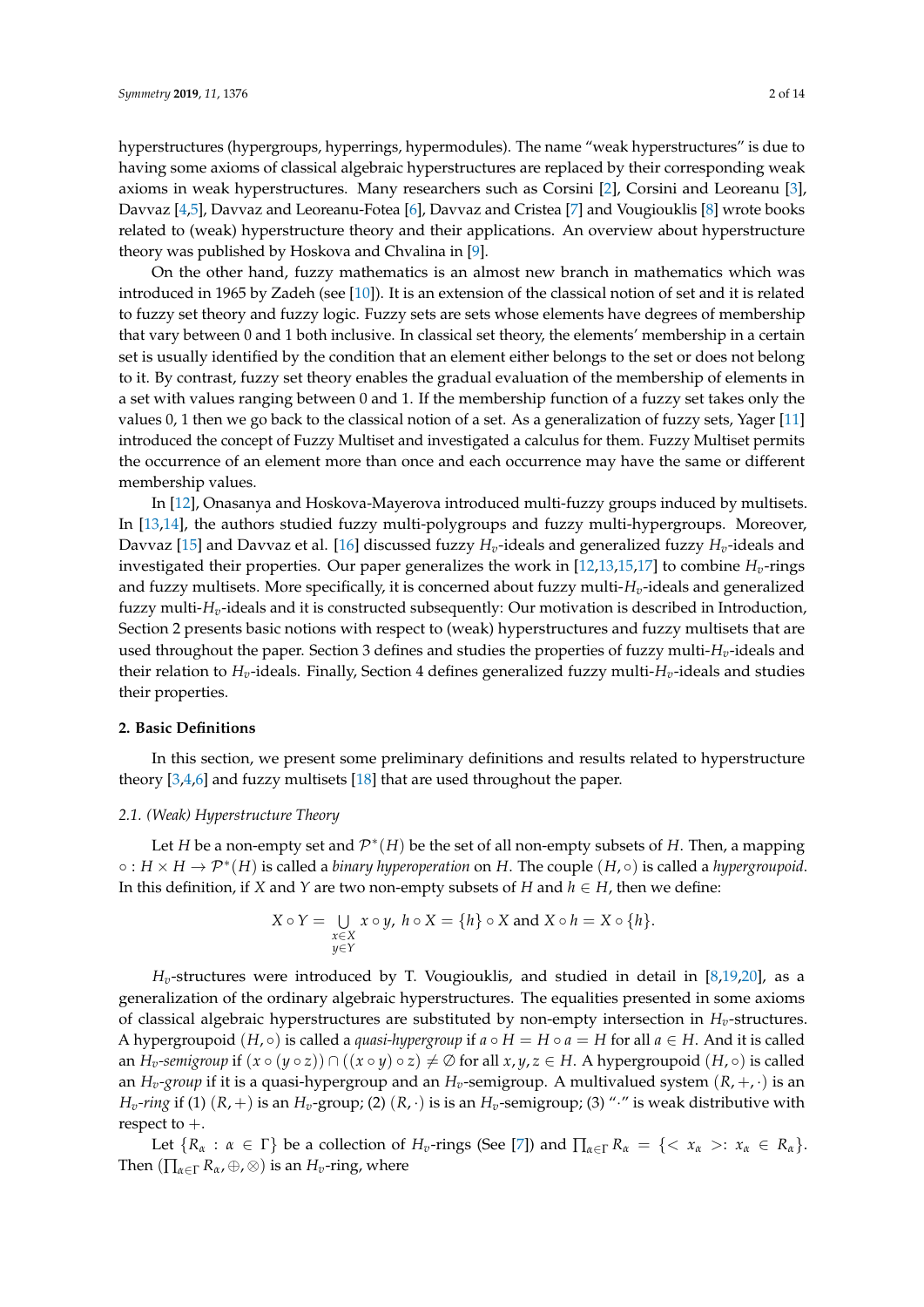hyperstructures (hypergroups, hyperrings, hypermodules). The name "weak hyperstructures" is due to having some axioms of classical algebraic hyperstructures are replaced by their corresponding weak axioms in weak hyperstructures. Many researchers such as Corsini [2], Corsini and Leoreanu [3], Davvaz [4,5], Davvaz and Leoreanu-Fotea [6], Davvaz and Cristea [7] and Vougiouklis [8] wrote books related to (weak) hyperstructure theory and their applications. An overview about hyperstructure theory was published by Hoskova and Chvalina in [9].

On the other hand, fuzzy mathematics is an almost new branch in mathematics which was introduced in 1965 by Zadeh (see [10]). It is an extension of the classical notion of set and it is related to fuzzy set theory and fuzzy logic. Fuzzy sets are sets whose elements have degrees of membership that vary between 0 and 1 both inclusive. In classical set theory, the elements' membership in a certain set is usually identified by the condition that an element either belongs to the set or does not belong to it. By contrast, fuzzy set theory enables the gradual evaluation of the membership of elements in a set with values ranging between 0 and 1. If the membership function of a fuzzy set takes only the values 0, 1 then we go back to the classical notion of a set. As a generalization of fuzzy sets, Yager [11] introduced the concept of Fuzzy Multiset and investigated a calculus for them. Fuzzy Multiset permits the occurrence of an element more than once and each occurrence may have the same or different membership values.

In [12], Onasanya and Hoskova-Mayerova introduced multi-fuzzy groups induced by multisets. In [13,14], the authors studied fuzzy multi-polygroups and fuzzy multi-hypergroups. Moreover, Davvaz [15] and Davvaz et al. [16] discussed fuzzy $H_v$-ideals and generalized fuzzy $H_v$-ideals and investigated their properties. Our paper generalizes the work in [12,13,15,17] to combine $H_v$-rings and fuzzy multisets. More specifically, it is concerned about fuzzy multi-$H_v$-ideals and generalized fuzzy multi-$H_v$-ideals and it is constructed subsequently: Our motivation is described in Introduction, Section 2 presents basic notions with respect to (weak) hyperstructures and fuzzy multisets that are used throughout the paper. Section 3 defines and studies the properties of fuzzy multi-$H_v$-ideals and their relation to $H_v$-ideals. Finally, Section 4 defines generalized fuzzy multi-$H_v$-ideals and studies their properties.

## 2. Basic Definitions

In this section, we present some preliminary definitions and results related to hyperstructure theory [3,4,6] and fuzzy multisets [18] that are used throughout the paper.

### 2.1. (Weak) Hyperstructure Theory

Let $H$ be a non-empty set and $\mathcal{P}^*(H)$ be the set of all non-empty subsets of $H$. Then, a mapping $\circ : H \times H \to \mathcal{P}^*(H)$ is called a *binary hyperoperation* on $H$. The couple $(H, \circ)$ is called a *hypergroupoid*. In this definition, if $X$ and $Y$ are two non-empty subsets of $H$ and $h \in H$, then we define:

$$X \circ Y = \bigcup_{\substack{x \in X \\ y \in Y}} x \circ y,\ h \circ X = \{h\} \circ X \text{ and } X \circ h = X \circ \{h\}.$$

$H_v$-structures were introduced by T. Vougiouklis, and studied in detail in [8,19,20], as a generalization of the ordinary algebraic hyperstructures. The equalities presented in some axioms of classical algebraic hyperstructures are substituted by non-empty intersection in $H_v$-structures. A hypergroupoid $(H, \circ)$ is called a *quasi-hypergroup* if $a \circ H = H \circ a = H$ for all $a \in H$. And it is called an *$H_v$-semigroup* if $(x \circ (y \circ z)) \cap ((x \circ y) \circ z) \neq \emptyset$ for all $x, y, z \in H$. A hypergroupoid $(H, \circ)$ is called an *$H_v$-group* if it is a quasi-hypergroup and an $H_v$-semigroup. A multivalued system $(R, +, \cdot)$ is an *$H_v$-ring* if (1) $(R, +)$ is an $H_v$-group; (2) $(R, \cdot)$ is is an $H_v$-semigroup; (3) "$\cdot$" is weak distributive with respect to $+$.

Let $\{R_\alpha : \alpha \in \Gamma\}$ be a collection of $H_v$-rings (See [7]) and $\prod_{\alpha \in \Gamma} R_\alpha = \{< x_\alpha >: x_\alpha \in R_\alpha\}$. Then $(\prod_{\alpha \in \Gamma} R_\alpha, \oplus, \otimes)$ is an $H_v$-ring, where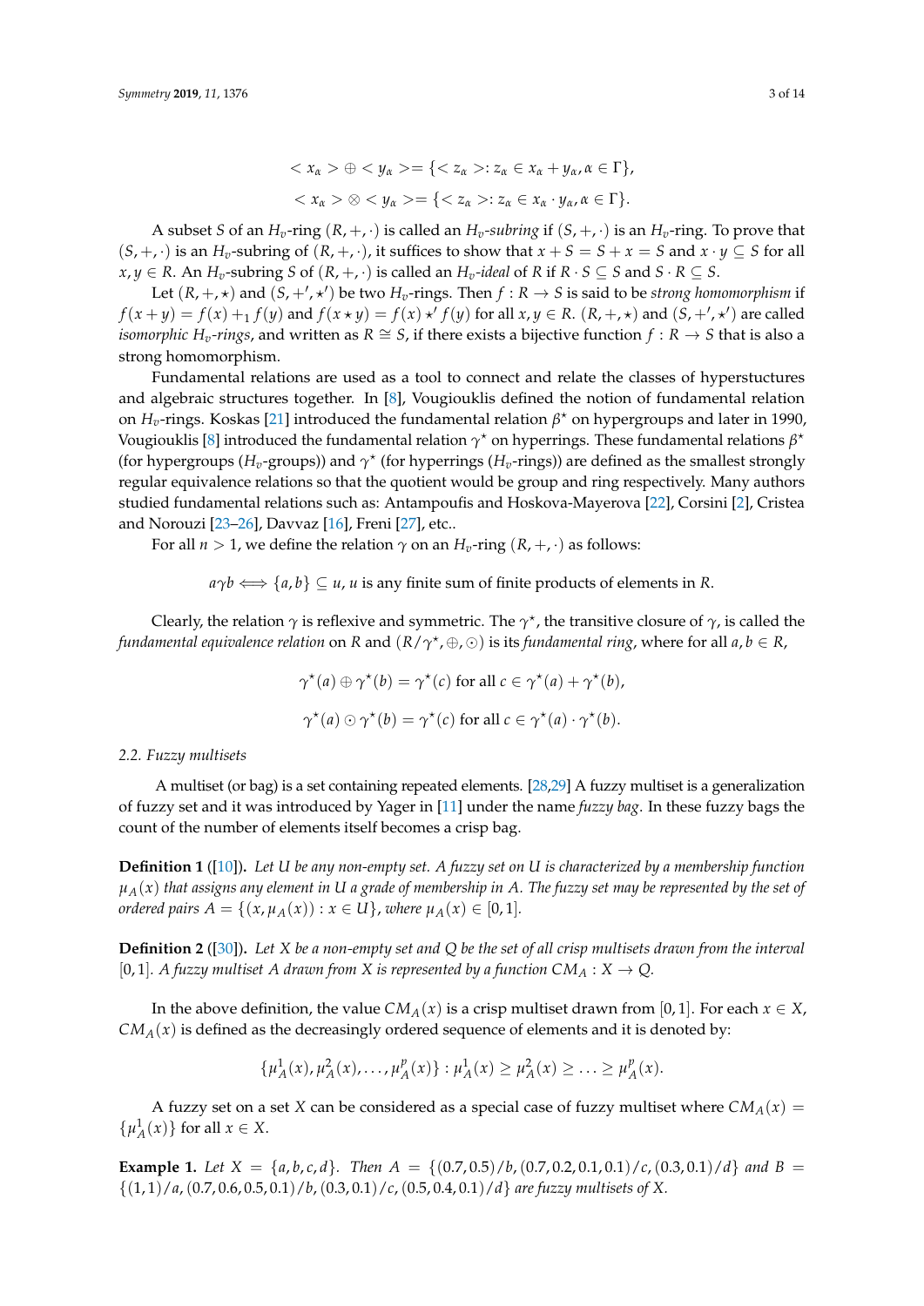$$< x_\alpha > \oplus < y_\alpha >= \{< z_\alpha >: z_\alpha \in x_\alpha + y_\alpha, \alpha \in \Gamma\},$$

$$< x_\alpha > \otimes < y_\alpha >= \{< z_\alpha >: z_\alpha \in x_\alpha \cdot y_\alpha, \alpha \in \Gamma\}.$$

A subset $S$ of an $H_v$-ring $(R, +, \cdot)$ is called an *$H_v$-subring* if $(S, +, \cdot)$ is an $H_v$-ring. To prove that $(S, +, \cdot)$ is an $H_v$-subring of $(R, +, \cdot)$, it suffices to show that $x + S = S + x = S$ and $x \cdot y \subseteq S$ for all $x, y \in R$. An $H_v$-subring $S$ of $(R, +, \cdot)$ is called an *$H_v$-ideal* of $R$ if $R \cdot S \subseteq S$ and $S \cdot R \subseteq S$.

Let $(R, +, \star)$ and $(S, +', \star')$ be two $H_v$-rings. Then $f : R \to S$ is said to be *strong homomorphism* if $f(x + y) = f(x) +_1 f(y)$ and $f(x \star y) = f(x) \star' f(y)$ for all $x, y \in R$. $(R, +, \star)$ and $(S, +', \star')$ are called *isomorphic $H_v$-rings*, and written as $R \cong S$, if there exists a bijective function $f : R \to S$ that is also a strong homomorphism.

Fundamental relations are used as a tool to connect and relate the classes of hyperstuctures and algebraic structures together. In [8], Vougiouklis defined the notion of fundamental relation on $H_v$-rings. Koskas [21] introduced the fundamental relation $\beta^\star$ on hypergroups and later in 1990, Vougiouklis [8] introduced the fundamental relation $\gamma^\star$ on hyperrings. These fundamental relations $\beta^\star$ (for hypergroups ($H_v$-groups)) and $\gamma^\star$ (for hyperrings ($H_v$-rings)) are defined as the smallest strongly regular equivalence relations so that the quotient would be group and ring respectively. Many authors studied fundamental relations such as: Antampoufis and Hoskova-Mayerova [22], Corsini [2], Cristea and Norouzi [23–26], Davvaz [16], Freni [27], etc..

For all $n > 1$, we define the relation $\gamma$ on an $H_v$-ring $(R, +, \cdot)$ as follows:

$$a\gamma b \iff \{a, b\} \subseteq u, \; u \text{ is any finite sum of finite products of elements in } R.$$

Clearly, the relation $\gamma$ is reflexive and symmetric. The $\gamma^\star$, the transitive closure of $\gamma$, is called the *fundamental equivalence relation* on $R$ and $(R/\gamma^\star, \oplus, \odot)$ is its *fundamental ring*, where for all $a, b \in R$,

$$\gamma^\star(a) \oplus \gamma^\star(b) = \gamma^\star(c) \text{ for all } c \in \gamma^\star(a) + \gamma^\star(b),$$

$$\gamma^\star(a) \odot \gamma^\star(b) = \gamma^\star(c) \text{ for all } c \in \gamma^\star(a) \cdot \gamma^\star(b).$$

### 2.2. Fuzzy multisets

A multiset (or bag) is a set containing repeated elements. [28,29] A fuzzy multiset is a generalization of fuzzy set and it was introduced by Yager in [11] under the name *fuzzy bag*. In these fuzzy bags the count of the number of elements itself becomes a crisp bag.

**Definition 1** ([10])**.** *Let $U$ be any non-empty set. A fuzzy set on $U$ is characterized by a membership function $\mu_A(x)$ that assigns any element in $U$ a grade of membership in $A$. The fuzzy set may be represented by the set of ordered pairs $A = \{(x, \mu_A(x)) : x \in U\}$, where $\mu_A(x) \in [0, 1]$.*

**Definition 2** ([30])**.** *Let $X$ be a non-empty set and $Q$ be the set of all crisp multisets drawn from the interval $[0, 1]$. A fuzzy multiset $A$ drawn from $X$ is represented by a function $CM_A : X \to Q$.*

In the above definition, the value $CM_A(x)$ is a crisp multiset drawn from $[0, 1]$. For each $x \in X$, $CM_A(x)$ is defined as the decreasingly ordered sequence of elements and it is denoted by:

$$\{\mu_A^1(x), \mu_A^2(x), \ldots, \mu_A^p(x)\} : \mu_A^1(x) \geq \mu_A^2(x) \geq \ldots \geq \mu_A^p(x).$$

A fuzzy set on a set $X$ can be considered as a special case of fuzzy multiset where $CM_A(x) = \{\mu_A^1(x)\}$ for all $x \in X$.

**Example 1.** *Let $X = \{a, b, c, d\}$. Then $A = \{(0.7, 0.5)/b, (0.7, 0.2, 0.1, 0.1)/c, (0.3, 0.1)/d\}$ and $B = \{(1, 1)/a, (0.7, 0.6, 0.5, 0.1)/b, (0.3, 0.1)/c, (0.5, 0.4, 0.1)/d\}$ are fuzzy multisets of $X$.*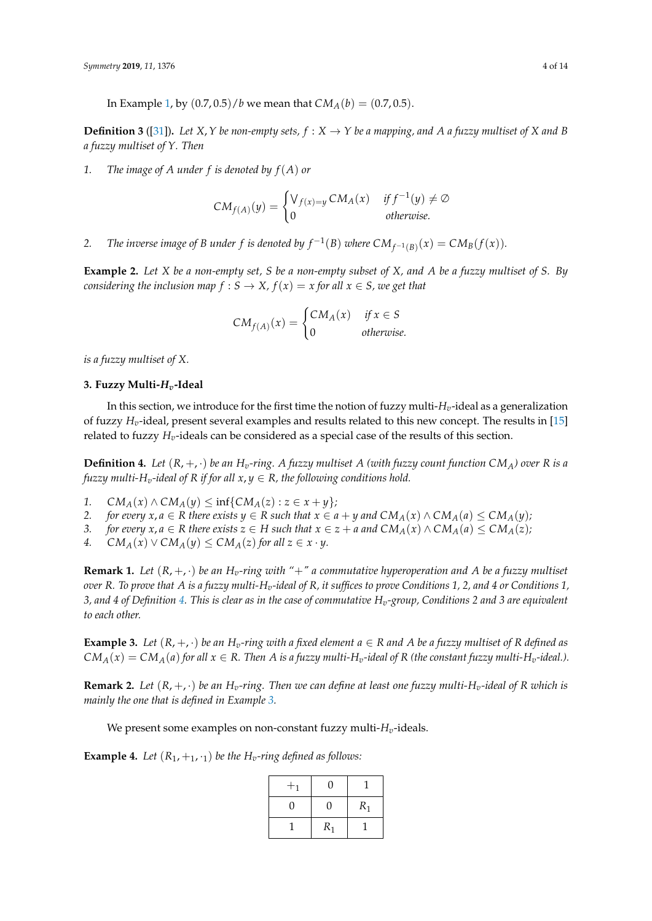In Example 1, by $(0.7, 0.5)/b$ we mean that $CM_A(b) = (0.7, 0.5)$.

**Definition 3** ([31]). *Let $X, Y$ be non-empty sets, $f : X \to Y$ be a mapping, and $A$ a fuzzy multiset of $X$ and $B$ a fuzzy multiset of $Y$. Then*

1. *The image of $A$ under $f$ is denoted by $f(A)$ or*

$$CM_{f(A)}(y) = \begin{cases} \bigvee_{f(x)=y} CM_A(x) & \text{if } f^{-1}(y) \neq \emptyset \\ 0 & \text{otherwise.} \end{cases}$$

2. *The inverse image of $B$ under $f$ is denoted by $f^{-1}(B)$ where $CM_{f^{-1}(B)}(x) = CM_B(f(x))$.*

**Example 2.** *Let $X$ be a non-empty set, $S$ be a non-empty subset of $X$, and $A$ be a fuzzy multiset of $S$. By considering the inclusion map $f : S \to X$, $f(x) = x$ for all $x \in S$, we get that*

$$CM_{f(A)}(x) = \begin{cases} CM_A(x) & \text{if } x \in S \\ 0 & \text{otherwise.} \end{cases}$$

*is a fuzzy multiset of $X$.*

## 3. Fuzzy Multi-$H_v$-Ideal

In this section, we introduce for the first time the notion of fuzzy multi-$H_v$-ideal as a generalization of fuzzy $H_v$-ideal, present several examples and results related to this new concept. The results in [15] related to fuzzy $H_v$-ideals can be considered as a special case of the results of this section.

**Definition 4.** *Let $(R, +, \cdot)$ be an $H_v$-ring. A fuzzy multiset $A$ (with fuzzy count function $CM_A$) over $R$ is a fuzzy multi-$H_v$-ideal of $R$ if for all $x, y \in R$, the following conditions hold.*

1. *$CM_A(x) \wedge CM_A(y) \leq \inf\{CM_A(z) : z \in x + y\}$;*
2. *for every $x, a \in R$ there exists $y \in R$ such that $x \in a + y$ and $CM_A(x) \wedge CM_A(a) \leq CM_A(y)$;*
3. *for every $x, a \in R$ there exists $z \in H$ such that $x \in z + a$ and $CM_A(x) \wedge CM_A(a) \leq CM_A(z)$;*
4. *$CM_A(x) \vee CM_A(y) \leq CM_A(z)$ for all $z \in x \cdot y$.*

**Remark 1.** *Let $(R, +, \cdot)$ be an $H_v$-ring with "+" a commutative hyperoperation and $A$ be a fuzzy multiset over $R$. To prove that $A$ is a fuzzy multi-$H_v$-ideal of $R$, it suffices to prove Conditions 1, 2, and 4 or Conditions 1, 3, and 4 of Definition 4. This is clear as in the case of commutative $H_v$-group, Conditions 2 and 3 are equivalent to each other.*

**Example 3.** *Let $(R, +, \cdot)$ be an $H_v$-ring with a fixed element $a \in R$ and $A$ be a fuzzy multiset of $R$ defined as $CM_A(x) = CM_A(a)$ for all $x \in R$. Then $A$ is a fuzzy multi-$H_v$-ideal of $R$ (the constant fuzzy multi-$H_v$-ideal.).*

**Remark 2.** *Let $(R, +, \cdot)$ be an $H_v$-ring. Then we can define at least one fuzzy multi-$H_v$-ideal of $R$ which is mainly the one that is defined in Example 3.*

We present some examples on non-constant fuzzy multi-$H_v$-ideals.

**Example 4.** *Let $(R_1, +_1, \cdot_1)$ be the $H_v$-ring defined as follows:*

| $+_1$ | 0 | 1 |
|---|---|---|
| 0 | 0 | $R_1$ |
| 1 | $R_1$ | 1 |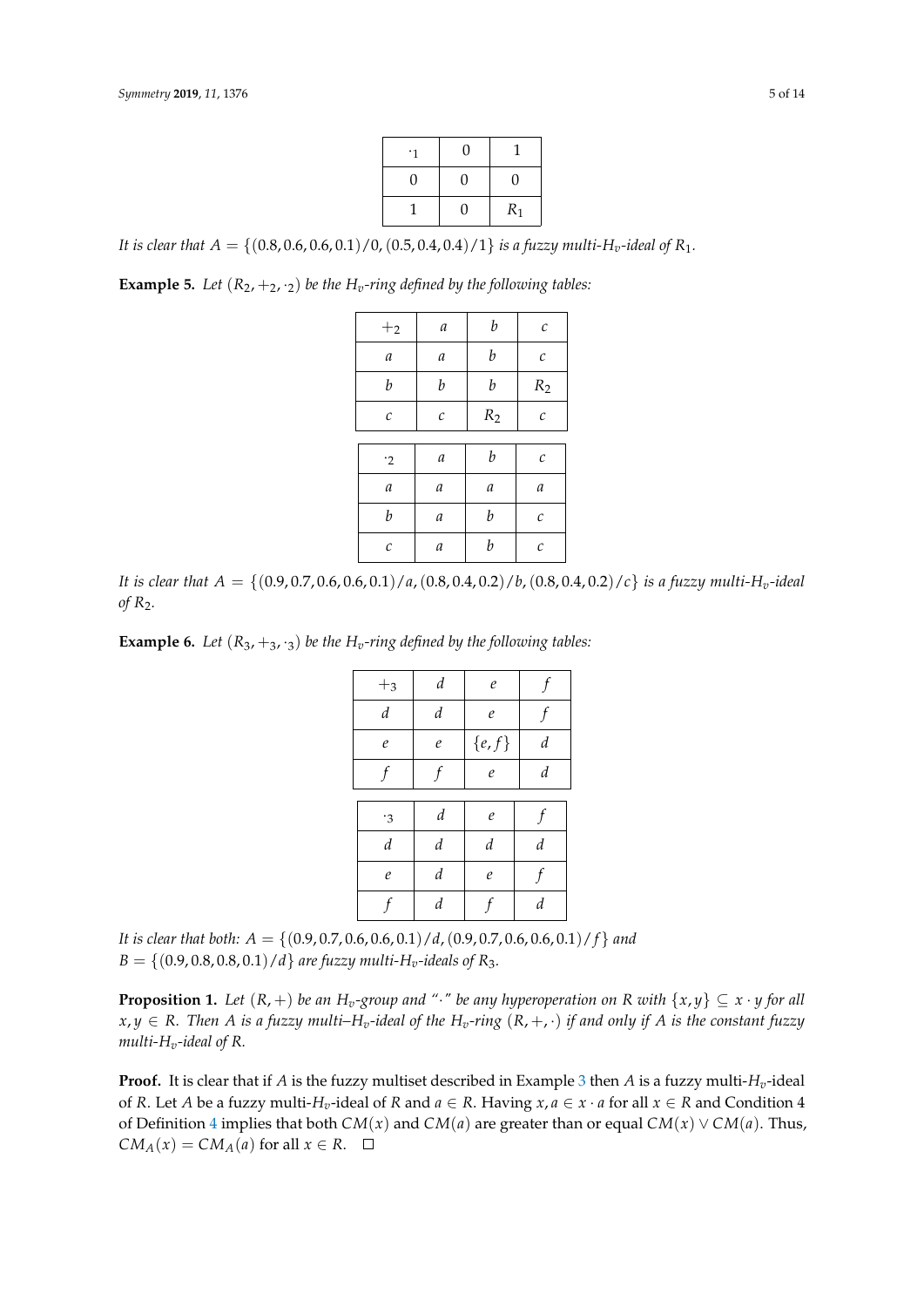| $\cdot_1$ | 0 | 1 |
|---|---|---|
| 0 | 0 | 0 |
| 1 | 0 | $R_1$ |

*It is clear that* $A = \{(0.8, 0.6, 0.6, 0.1)/0, (0.5, 0.4, 0.4)/1\}$ *is a fuzzy multi-$H_v$-ideal of* $R_1$.

**Example 5.** *Let* $(R_2, +_2, \cdot_2)$ *be the* $H_v$*-ring defined by the following tables:*

| $+_2$ | $a$ | $b$ | $c$ |
|---|---|---|---|
| $a$ | $a$ | $b$ | $c$ |
| $b$ | $b$ | $b$ | $R_2$ |
| $c$ | $c$ | $R_2$ | $c$ |

| $\cdot_2$ | $a$ | $b$ | $c$ |
|---|---|---|---|
| $a$ | $a$ | $a$ | $a$ |
| $b$ | $a$ | $b$ | $c$ |
| $c$ | $a$ | $b$ | $c$ |

*It is clear that* $A = \{(0.9, 0.7, 0.6, 0.6, 0.1)/a, (0.8, 0.4, 0.2)/b, (0.8, 0.4, 0.2)/c\}$ *is a fuzzy multi-$H_v$-ideal of* $R_2$.

**Example 6.** *Let* $(R_3, +_3, \cdot_3)$ *be the* $H_v$*-ring defined by the following tables:*

| $+_3$ | $d$ | $e$ | $f$ |
|---|---|---|---|
| $d$ | $d$ | $e$ | $f$ |
| $e$ | $e$ | $\{e, f\}$ | $d$ |
| $f$ | $f$ | $e$ | $d$ |

| $\cdot_3$ | $d$ | $e$ | $f$ |
|---|---|---|---|
| $d$ | $d$ | $d$ | $d$ |
| $e$ | $d$ | $e$ | $f$ |
| $f$ | $d$ | $f$ | $d$ |

*It is clear that both:* $A = \{(0.9, 0.7, 0.6, 0.6, 0.1)/d, (0.9, 0.7, 0.6, 0.6, 0.1)/f\}$ *and* $B = \{(0.9, 0.8, 0.8, 0.1)/d\}$ *are fuzzy multi-$H_v$-ideals of* $R_3$.

**Proposition 1.** *Let* $(R, +)$ *be an* $H_v$*-group and "$\cdot$" be any hyperoperation on* $R$ *with* $\{x, y\} \subseteq x \cdot y$ *for all* $x, y \in R$. *Then* $A$ *is a fuzzy multi–$H_v$-ideal of the* $H_v$*-ring* $(R, +, \cdot)$ *if and only if* $A$ *is the constant fuzzy multi-$H_v$-ideal of* $R$.

**Proof.** It is clear that if $A$ is the fuzzy multiset described in Example 3 then $A$ is a fuzzy multi-$H_v$-ideal of $R$. Let $A$ be a fuzzy multi-$H_v$-ideal of $R$ and $a \in R$. Having $x, a \in x \cdot a$ for all $x \in R$ and Condition 4 of Definition 4 implies that both $CM(x)$ and $CM(a)$ are greater than or equal $CM(x) \vee CM(a)$. Thus, $CM_A(x) = CM_A(a)$ for all $x \in R$. □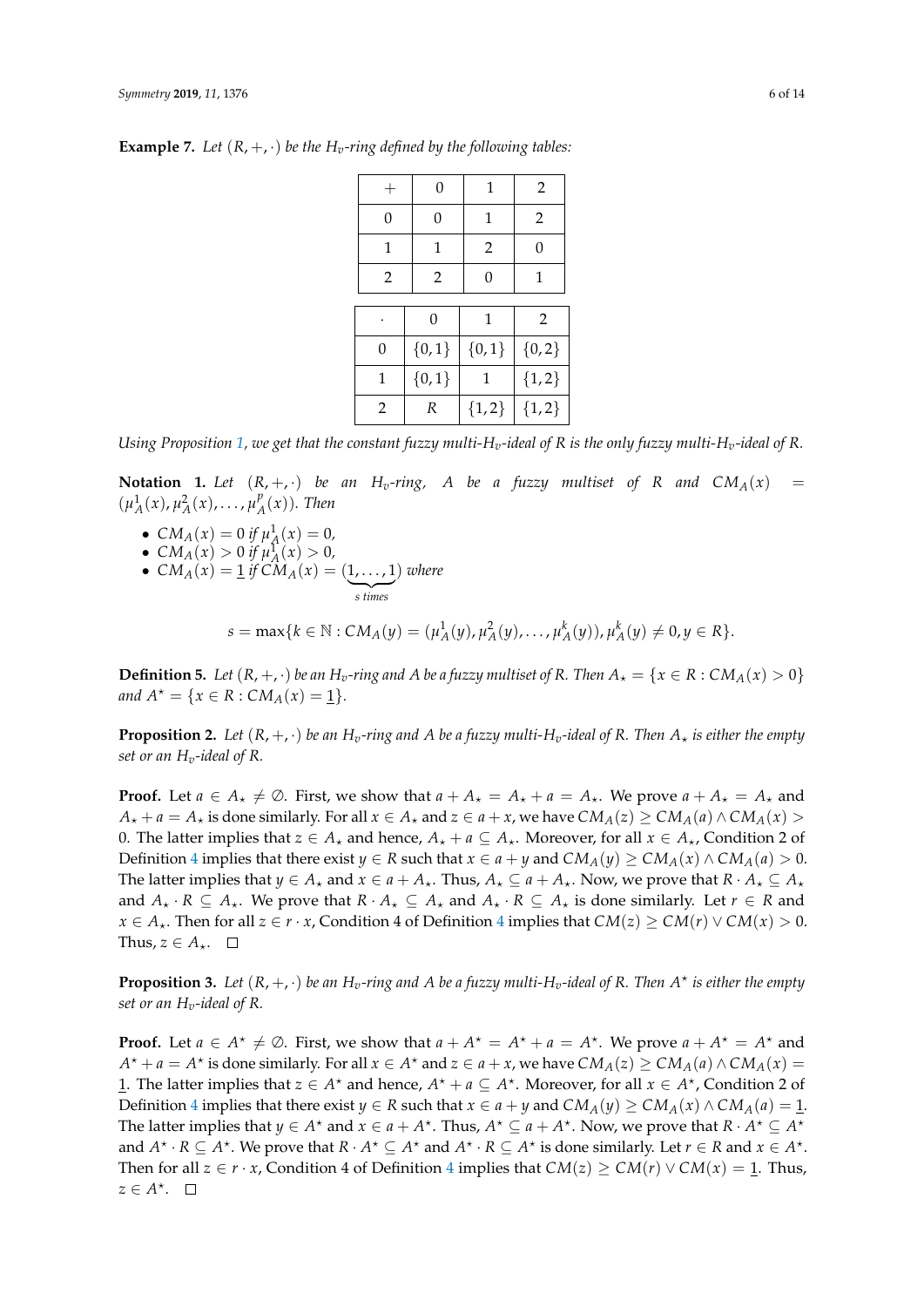**Example 7.** *Let $(R,+,\cdot)$ be the $H_v$-ring defined by the following tables:*

| $+$ | 0 | 1 | 2 |
|---|---|---|---|
| 0 | 0 | 1 | 2 |
| 1 | 1 | 2 | 0 |
| 2 | 2 | 0 | 1 |

| $\cdot$ | 0 | 1 | 2 |
|---|---|---|---|
| 0 | $\{0,1\}$ | $\{0,1\}$ | $\{0,2\}$ |
| 1 | $\{0,1\}$ | 1 | $\{1,2\}$ |
| 2 | $R$ | $\{1,2\}$ | $\{1,2\}$ |

*Using Proposition 1, we get that the constant fuzzy multi-$H_v$-ideal of $R$ is the only fuzzy multi-$H_v$-ideal of $R$.*

**Notation 1.** *Let $(R,+,\cdot)$ be an $H_v$-ring, $A$ be a fuzzy multiset of $R$ and $CM_A(x) = (\mu_A^1(x), \mu_A^2(x), \ldots, \mu_A^p(x))$. Then*

- $CM_A(x) = 0$ *if* $\mu_A^1(x) = 0$,
- $CM_A(x) > 0$ *if* $\mu_A^1(x) > 0$,
- $CM_A(x) = \underline{1}$ *if* $CM_A(x) = (\underbrace{1,\ldots,1}_{s\ times})$ *where*

$$s = \max\{k \in \mathbb{N} : CM_A(y) = (\mu_A^1(y), \mu_A^2(y), \ldots, \mu_A^k(y)), \mu_A^k(y) \neq 0, y \in R\}.$$

**Definition 5.** *Let $(R,+,\cdot)$ be an $H_v$-ring and $A$ be a fuzzy multiset of $R$. Then $A_\star = \{x \in R : CM_A(x) > 0\}$ and $A^\star = \{x \in R : CM_A(x) = \underline{1}\}$.*

**Proposition 2.** *Let $(R,+,\cdot)$ be an $H_v$-ring and $A$ be a fuzzy multi-$H_v$-ideal of $R$. Then $A_\star$ is either the empty set or an $H_v$-ideal of $R$.*

**Proof.** Let $a \in A_\star \neq \emptyset$. First, we show that $a + A_\star = A_\star + a = A_\star$. We prove $a + A_\star = A_\star$ and $A_\star + a = A_\star$ is done similarly. For all $x \in A_\star$ and $z \in a + x$, we have $CM_A(z) \geq CM_A(a) \wedge CM_A(x) > 0$. The latter implies that $z \in A_\star$ and hence, $A_\star + a \subseteq A_\star$. Moreover, for all $x \in A_\star$, Condition 2 of Definition 4 implies that there exist $y \in R$ such that $x \in a + y$ and $CM_A(y) \geq CM_A(x) \wedge CM_A(a) > 0$. The latter implies that $y \in A_\star$ and $x \in a + A_\star$. Thus, $A_\star \subseteq a + A_\star$. Now, we prove that $R \cdot A_\star \subseteq A_\star$ and $A_\star \cdot R \subseteq A_\star$. We prove that $R \cdot A_\star \subseteq A_\star$ and $A_\star \cdot R \subseteq A_\star$ is done similarly. Let $r \in R$ and $x \in A_\star$. Then for all $z \in r \cdot x$, Condition 4 of Definition 4 implies that $CM(z) \geq CM(r) \vee CM(x) > 0$. Thus, $z \in A_\star$. $\square$

**Proposition 3.** *Let $(R,+,\cdot)$ be an $H_v$-ring and $A$ be a fuzzy multi-$H_v$-ideal of $R$. Then $A^\star$ is either the empty set or an $H_v$-ideal of $R$.*

**Proof.** Let $a \in A^\star \neq \emptyset$. First, we show that $a + A^\star = A^\star + a = A^\star$. We prove $a + A^\star = A^\star$ and $A^\star + a = A^\star$ is done similarly. For all $x \in A^\star$ and $z \in a + x$, we have $CM_A(z) \geq CM_A(a) \wedge CM_A(x) = \underline{1}$. The latter implies that $z \in A^\star$ and hence, $A^\star + a \subseteq A^\star$. Moreover, for all $x \in A^\star$, Condition 2 of Definition 4 implies that there exist $y \in R$ such that $x \in a + y$ and $CM_A(y) \geq CM_A(x) \wedge CM_A(a) = \underline{1}$. The latter implies that $y \in A^\star$ and $x \in a + A^\star$. Thus, $A^\star \subseteq a + A^\star$. Now, we prove that $R \cdot A^\star \subseteq A^\star$ and $A^\star \cdot R \subseteq A^\star$. We prove that $R \cdot A^\star \subseteq A^\star$ and $A^\star \cdot R \subseteq A^\star$ is done similarly. Let $r \in R$ and $x \in A^\star$. Then for all $z \in r \cdot x$, Condition 4 of Definition 4 implies that $CM(z) \geq CM(r) \vee CM(x) = \underline{1}$. Thus, $z \in A^\star$. $\square$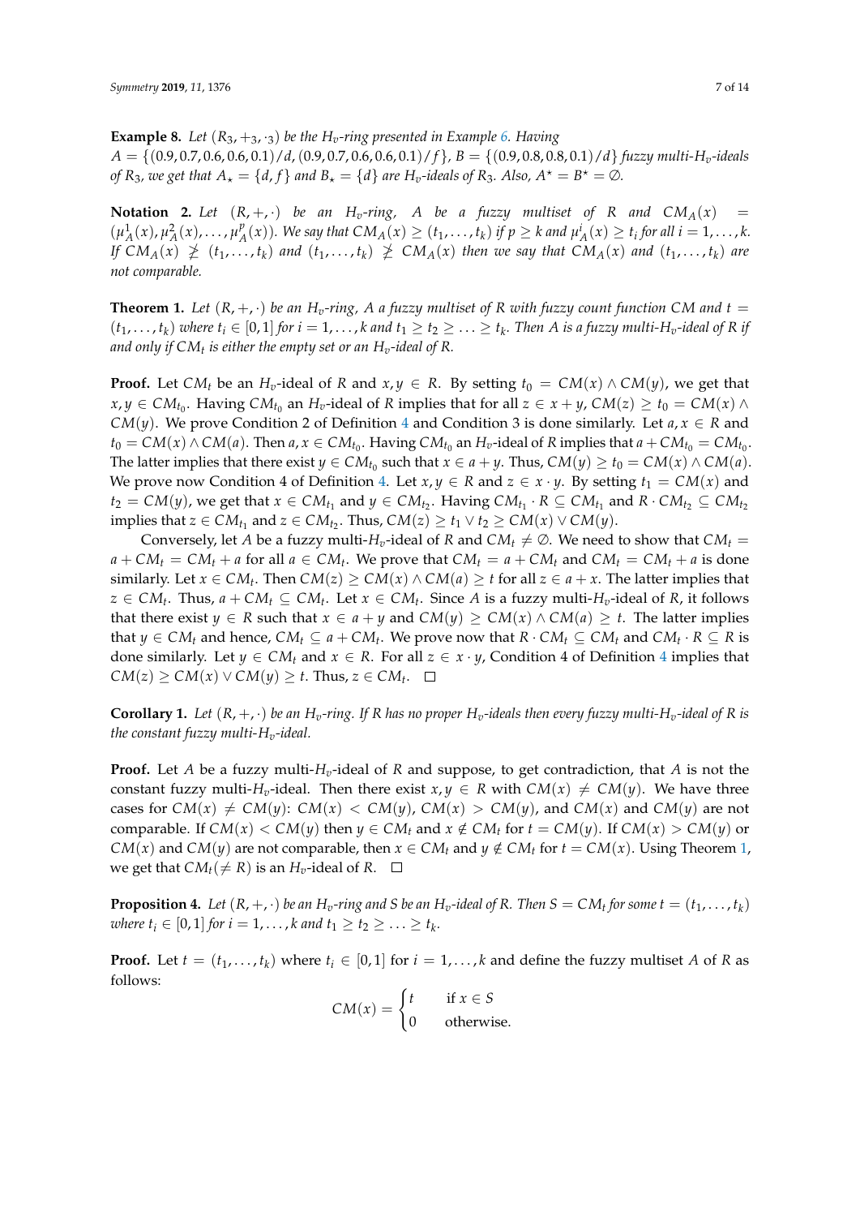**Example 8.** *Let $(R_3, +_3, \cdot_3)$ be the $H_v$-ring presented in Example 6. Having $A = \{(0.9, 0.7, 0.6, 0.6, 0.1)/d, (0.9, 0.7, 0.6, 0.6, 0.1)/f\}$, $B = \{(0.9, 0.8, 0.8, 0.1)/d\}$ fuzzy multi-$H_v$-ideals of $R_3$, we get that $A_\star = \{d, f\}$ and $B_\star = \{d\}$ are $H_v$-ideals of $R_3$. Also, $A^\star = B^\star = \emptyset$.*

**Notation 2.** *Let $(R, +, \cdot)$ be an $H_v$-ring, $A$ be a fuzzy multiset of $R$ and $CM_A(x) = (\mu_A^1(x), \mu_A^2(x), \ldots, \mu_A^p(x))$. We say that $CM_A(x) \geq (t_1, \ldots, t_k)$ if $p \geq k$ and $\mu_A^i(x) \geq t_i$ for all $i = 1, \ldots, k$. If $CM_A(x) \not\geq (t_1, \ldots, t_k)$ and $(t_1, \ldots, t_k) \not\geq CM_A(x)$ then we say that $CM_A(x)$ and $(t_1, \ldots, t_k)$ are not comparable.*

**Theorem 1.** *Let $(R, +, \cdot)$ be an $H_v$-ring, $A$ a fuzzy multiset of $R$ with fuzzy count function $CM$ and $t = (t_1, \ldots, t_k)$ where $t_i \in [0, 1]$ for $i = 1, \ldots, k$ and $t_1 \geq t_2 \geq \ldots \geq t_k$. Then $A$ is a fuzzy multi-$H_v$-ideal of $R$ if and only if $CM_t$ is either the empty set or an $H_v$-ideal of $R$.*

**Proof.** Let $CM_t$ be an $H_v$-ideal of $R$ and $x, y \in R$. By setting $t_0 = CM(x) \wedge CM(y)$, we get that $x, y \in CM_{t_0}$. Having $CM_{t_0}$ an $H_v$-ideal of $R$ implies that for all $z \in x + y$, $CM(z) \geq t_0 = CM(x) \wedge CM(y)$. We prove Condition 2 of Definition 4 and Condition 3 is done similarly. Let $a, x \in R$ and $t_0 = CM(x) \wedge CM(a)$. Then $a, x \in CM_{t_0}$. Having $CM_{t_0}$ an $H_v$-ideal of $R$ implies that $a + CM_{t_0} = CM_{t_0}$. The latter implies that there exist $y \in CM_{t_0}$ such that $x \in a + y$. Thus, $CM(y) \geq t_0 = CM(x) \wedge CM(a)$. We prove now Condition 4 of Definition 4. Let $x, y \in R$ and $z \in x \cdot y$. By setting $t_1 = CM(x)$ and $t_2 = CM(y)$, we get that $x \in CM_{t_1}$ and $y \in CM_{t_2}$. Having $CM_{t_1} \cdot R \subseteq CM_{t_1}$ and $R \cdot CM_{t_2} \subseteq CM_{t_2}$ implies that $z \in CM_{t_1}$ and $z \in CM_{t_2}$. Thus, $CM(z) \geq t_1 \vee t_2 \geq CM(x) \vee CM(y)$.

Conversely, let $A$ be a fuzzy multi-$H_v$-ideal of $R$ and $CM_t \neq \emptyset$. We need to show that $CM_t = a + CM_t = CM_t + a$ for all $a \in CM_t$. We prove that $CM_t = a + CM_t$ and $CM_t = CM_t + a$ is done similarly. Let $x \in CM_t$. Then $CM(z) \geq CM(x) \wedge CM(a) \geq t$ for all $z \in a + x$. The latter implies that $z \in CM_t$. Thus, $a + CM_t \subseteq CM_t$. Let $x \in CM_t$. Since $A$ is a fuzzy multi-$H_v$-ideal of $R$, it follows that there exist $y \in R$ such that $x \in a + y$ and $CM(y) \geq CM(x) \wedge CM(a) \geq t$. The latter implies that $y \in CM_t$ and hence, $CM_t \subseteq a + CM_t$. We prove now that $R \cdot CM_t \subseteq CM_t$ and $CM_t \cdot R \subseteq R$ is done similarly. Let $y \in CM_t$ and $x \in R$. For all $z \in x \cdot y$, Condition 4 of Definition 4 implies that $CM(z) \geq CM(x) \vee CM(y) \geq t$. Thus, $z \in CM_t$. □

**Corollary 1.** *Let $(R, +, \cdot)$ be an $H_v$-ring. If $R$ has no proper $H_v$-ideals then every fuzzy multi-$H_v$-ideal of $R$ is the constant fuzzy multi-$H_v$-ideal.*

**Proof.** Let $A$ be a fuzzy multi-$H_v$-ideal of $R$ and suppose, to get contradiction, that $A$ is not the constant fuzzy multi-$H_v$-ideal. Then there exist $x, y \in R$ with $CM(x) \neq CM(y)$. We have three cases for $CM(x) \neq CM(y)$: $CM(x) < CM(y)$, $CM(x) > CM(y)$, and $CM(x)$ and $CM(y)$ are not comparable. If $CM(x) < CM(y)$ then $y \in CM_t$ and $x \notin CM_t$ for $t = CM(y)$. If $CM(x) > CM(y)$ or $CM(x)$ and $CM(y)$ are not comparable, then $x \in CM_t$ and $y \notin CM_t$ for $t = CM(x)$. Using Theorem 1, we get that $CM_t (\neq R)$ is an $H_v$-ideal of $R$. □

**Proposition 4.** *Let $(R, +, \cdot)$ be an $H_v$-ring and $S$ be an $H_v$-ideal of $R$. Then $S = CM_t$ for some $t = (t_1, \ldots, t_k)$ where $t_i \in [0, 1]$ for $i = 1, \ldots, k$ and $t_1 \geq t_2 \geq \ldots \geq t_k$.*

**Proof.** Let $t = (t_1, \ldots, t_k)$ where $t_i \in [0, 1]$ for $i = 1, \ldots, k$ and define the fuzzy multiset $A$ of $R$ as follows:

$$CM(x) = \begin{cases} t & \text{if } x \in S \\ 0 & \text{otherwise.} \end{cases}$$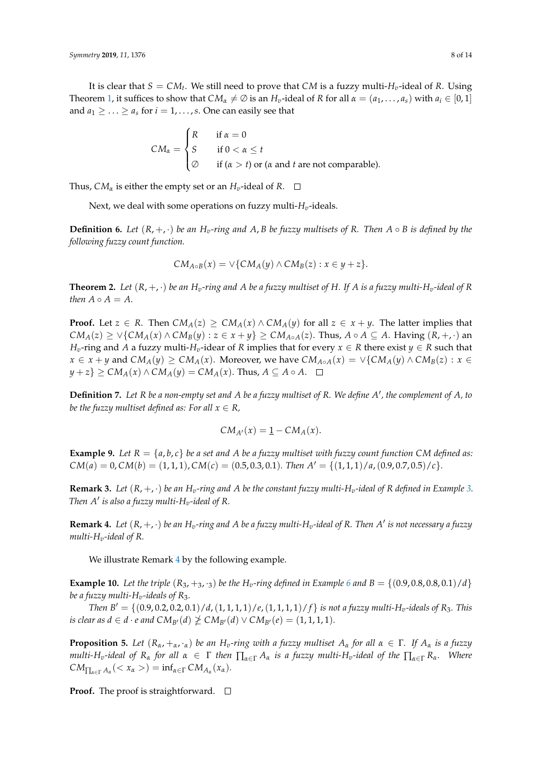It is clear that $S = CM_t$. We still need to prove that $CM$ is a fuzzy multi-$H_v$-ideal of $R$. Using Theorem 1, it suffices to show that $CM_\alpha \neq \emptyset$ is an $H_v$-ideal of $R$ for all $\alpha = (a_1, \ldots, a_s)$ with $a_i \in [0, 1]$ and $a_1 \geq \ldots \geq a_s$ for $i = 1, \ldots, s$. One can easily see that

$$CM_\alpha = \begin{cases} R & \text{if } \alpha = 0 \\ S & \text{if } 0 < \alpha \leq t \\ \emptyset & \text{if } (\alpha > t) \text{ or } (\alpha \text{ and } t \text{ are not comparable}). \end{cases}$$

Thus, $CM_\alpha$ is either the empty set or an $H_v$-ideal of $R$. □

Next, we deal with some operations on fuzzy multi-$H_v$-ideals.

**Definition 6.** *Let $(R, +, \cdot)$ be an $H_v$-ring and $A, B$ be fuzzy multisets of $R$. Then $A \circ B$ is defined by the following fuzzy count function.*

$$CM_{A \circ B}(x) = \vee\{CM_A(y) \wedge CM_B(z) : x \in y + z\}.$$

**Theorem 2.** *Let $(R, +, \cdot)$ be an $H_v$-ring and $A$ be a fuzzy multiset of $H$. If $A$ is a fuzzy multi-$H_v$-ideal of $R$ then $A \circ A = A$.*

**Proof.** Let $z \in R$. Then $CM_A(z) \geq CM_A(x) \wedge CM_A(y)$ for all $z \in x + y$. The latter implies that $CM_A(z) \geq \vee\{CM_A(x) \wedge CM_B(y) : z \in x + y\} \geq CM_{A \circ A}(z)$. Thus, $A \circ A \subseteq A$. Having $(R, +, \cdot)$ an $H_v$-ring and $A$ a fuzzy multi-$H_v$-idear of $R$ implies that for every $x \in R$ there exist $y \in R$ such that $x \in x + y$ and $CM_A(y) \geq CM_A(x)$. Moreover, we have $CM_{A \circ A}(x) = \vee\{CM_A(y) \wedge CM_B(z) : x \in y + z\} \geq CM_A(x) \wedge CM_A(y) = CM_A(x)$. Thus, $A \subseteq A \circ A$. □

**Definition 7.** *Let $R$ be a non-empty set and $A$ be a fuzzy multiset of $R$. We define $A'$, the complement of $A$, to be the fuzzy multiset defined as: For all $x \in R$,*

$$CM_{A'}(x) = \underline{1} - CM_A(x).$$

**Example 9.** *Let $R = \{a, b, c\}$ be a set and $A$ be a fuzzy multiset with fuzzy count function $CM$ defined as: $CM(a) = 0, CM(b) = (1, 1, 1), CM(c) = (0.5, 0.3, 0.1)$. Then $A' = \{(1, 1, 1)/a, (0.9, 0.7, 0.5)/c\}$.*

**Remark 3.** *Let $(R, +, \cdot)$ be an $H_v$-ring and $A$ be the constant fuzzy multi-$H_v$-ideal of $R$ defined in Example 3. Then $A'$ is also a fuzzy multi-$H_v$-ideal of $R$.*

**Remark 4.** *Let $(R, +, \cdot)$ be an $H_v$-ring and $A$ be a fuzzy multi-$H_v$-ideal of $R$. Then $A'$ is not necessary a fuzzy multi-$H_v$-ideal of $R$.*

We illustrate Remark 4 by the following example.

**Example 10.** *Let the triple $(R_3, +_3, \cdot_3)$ be the $H_v$-ring defined in Example 6 and $B = \{(0.9, 0.8, 0.8, 0.1)/d\}$ be a fuzzy multi-$H_v$-ideals of $R_3$.*

*Then $B' = \{(0.9, 0.2, 0.2, 0.1)/d, (1, 1, 1, 1)/e, (1, 1, 1, 1)/f\}$ is not a fuzzy multi-$H_v$-ideals of $R_3$. This is clear as $d \in d \cdot e$ and $CM_{B'}(d) \ngeq CM_{B'}(d) \vee CM_{B'}(e) = (1, 1, 1, 1)$.*

**Proposition 5.** *Let $(R_\alpha, +_\alpha, \cdot_\alpha)$ be an $H_v$-ring with a fuzzy multiset $A_\alpha$ for all $\alpha \in \Gamma$. If $A_\alpha$ is a fuzzy multi-$H_v$-ideal of $R_\alpha$ for all $\alpha \in \Gamma$ then $\prod_{\alpha \in \Gamma} A_\alpha$ is a fuzzy multi-$H_v$-ideal of the $\prod_{\alpha \in \Gamma} R_\alpha$. Where $CM_{\prod_{\alpha \in \Gamma} A_\alpha}(< x_\alpha >) = \inf_{\alpha \in \Gamma} CM_{A_\alpha}(x_\alpha)$.*

**Proof.** The proof is straightforward. □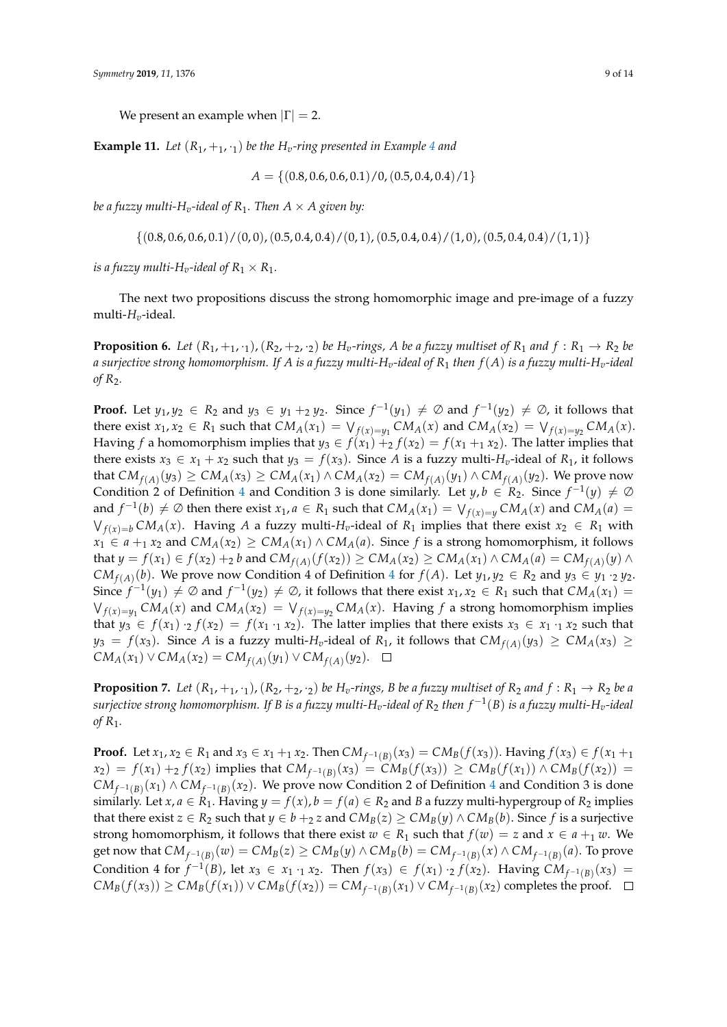We present an example when $|\Gamma| = 2$.

**Example 11.** *Let $(R_1, +_1, \cdot_1)$ be the $H_v$-ring presented in Example 4 and*

$$A = \{(0.8, 0.6, 0.6, 0.1)/0, (0.5, 0.4, 0.4)/1\}$$

*be a fuzzy multi-$H_v$-ideal of $R_1$. Then $A \times A$ given by:*

$$\{(0.8, 0.6, 0.6, 0.1)/(0, 0), (0.5, 0.4, 0.4)/(0, 1), (0.5, 0.4, 0.4)/(1, 0), (0.5, 0.4, 0.4)/(1, 1)\}$$

*is a fuzzy multi-$H_v$-ideal of $R_1 \times R_1$.*

The next two propositions discuss the strong homomorphic image and pre-image of a fuzzy multi-$H_v$-ideal.

**Proposition 6.** *Let $(R_1, +_1, \cdot_1), (R_2, +_2, \cdot_2)$ be $H_v$-rings, $A$ be a fuzzy multiset of $R_1$ and $f : R_1 \to R_2$ be a surjective strong homomorphism. If $A$ is a fuzzy multi-$H_v$-ideal of $R_1$ then $f(A)$ is a fuzzy multi-$H_v$-ideal of $R_2$.*

**Proof.** Let $y_1, y_2 \in R_2$ and $y_3 \in y_1 +_2 y_2$. Since $f^{-1}(y_1) \neq \emptyset$ and $f^{-1}(y_2) \neq \emptyset$, it follows that there exist $x_1, x_2 \in R_1$ such that $CM_A(x_1) = \bigvee_{f(x)=y_1} CM_A(x)$ and $CM_A(x_2) = \bigvee_{f(x)=y_2} CM_A(x)$. Having $f$ a homomorphism implies that $y_3 \in f(x_1) +_2 f(x_2) = f(x_1 +_1 x_2)$. The latter implies that there exists $x_3 \in x_1 + x_2$ such that $y_3 = f(x_3)$. Since $A$ is a fuzzy multi-$H_v$-ideal of $R_1$, it follows that $CM_{f(A)}(y_3) \geq CM_A(x_3) \geq CM_A(x_1) \wedge CM_A(x_2) = CM_{f(A)}(y_1) \wedge CM_{f(A)}(y_2)$. We prove now Condition 2 of Definition 4 and Condition 3 is done similarly. Let $y, b \in R_2$. Since $f^{-1}(y) \neq \emptyset$ and $f^{-1}(b) \neq \emptyset$ then there exist $x_1, a \in R_1$ such that $CM_A(x_1) = \bigvee_{f(x)=y} CM_A(x)$ and $CM_A(a) = \bigvee_{f(x)=b} CM_A(x)$. Having $A$ a fuzzy multi-$H_v$-ideal of $R_1$ implies that there exist $x_2 \in R_1$ with $x_1 \in a +_1 x_2$ and $CM_A(x_2) \geq CM_A(x_1) \wedge CM_A(a)$. Since $f$ is a strong homomorphism, it follows that $y = f(x_1) \in f(x_2) +_2 b$ and $CM_{f(A)}(f(x_2)) \geq CM_A(x_2) \geq CM_A(x_1) \wedge CM_A(a) = CM_{f(A)}(y) \wedge CM_{f(A)}(b)$. We prove now Condition 4 of Definition 4 for $f(A)$. Let $y_1, y_2 \in R_2$ and $y_3 \in y_1 \cdot_2 y_2$. Since $f^{-1}(y_1) \neq \emptyset$ and $f^{-1}(y_2) \neq \emptyset$, it follows that there exist $x_1, x_2 \in R_1$ such that $CM_A(x_1) = \bigvee_{f(x)=y_1} CM_A(x)$ and $CM_A(x_2) = \bigvee_{f(x)=y_2} CM_A(x)$. Having $f$ a strong homomorphism implies that $y_3 \in f(x_1) \cdot_2 f(x_2) = f(x_1 \cdot_1 x_2)$. The latter implies that there exists $x_3 \in x_1 \cdot_1 x_2$ such that $y_3 = f(x_3)$. Since $A$ is a fuzzy multi-$H_v$-ideal of $R_1$, it follows that $CM_{f(A)}(y_3) \geq CM_A(x_3) \geq CM_A(x_1) \vee CM_A(x_2) = CM_{f(A)}(y_1) \vee CM_{f(A)}(y_2)$. □

**Proposition 7.** *Let $(R_1, +_1, \cdot_1), (R_2, +_2, \cdot_2)$ be $H_v$-rings, $B$ be a fuzzy multiset of $R_2$ and $f : R_1 \to R_2$ be a surjective strong homomorphism. If $B$ is a fuzzy multi-$H_v$-ideal of $R_2$ then $f^{-1}(B)$ is a fuzzy multi-$H_v$-ideal of $R_1$.*

**Proof.** Let $x_1, x_2 \in R_1$ and $x_3 \in x_1 +_1 x_2$. Then $CM_{f^{-1}(B)}(x_3) = CM_B(f(x_3))$. Having $f(x_3) \in f(x_1 +_1 x_2) = f(x_1) +_2 f(x_2)$ implies that $CM_{f^{-1}(B)}(x_3) = CM_B(f(x_3)) \geq CM_B(f(x_1)) \wedge CM_B(f(x_2)) = CM_{f^{-1}(B)}(x_1) \wedge CM_{f^{-1}(B)}(x_2)$. We prove now Condition 2 of Definition 4 and Condition 3 is done similarly. Let $x, a \in R_1$. Having $y = f(x), b = f(a) \in R_2$ and $B$ a fuzzy multi-hypergroup of $R_2$ implies that there exist $z \in R_2$ such that $y \in b +_2 z$ and $CM_B(z) \geq CM_B(y) \wedge CM_B(b)$. Since $f$ is a surjective strong homomorphism, it follows that there exist $w \in R_1$ such that $f(w) = z$ and $x \in a +_1 w$. We get now that $CM_{f^{-1}(B)}(w) = CM_B(z) \geq CM_B(y) \wedge CM_B(b) = CM_{f^{-1}(B)}(x) \wedge CM_{f^{-1}(B)}(a)$. To prove Condition 4 for $f^{-1}(B)$, let $x_3 \in x_1 \cdot_1 x_2$. Then $f(x_3) \in f(x_1) \cdot_2 f(x_2)$. Having $CM_{f^{-1}(B)}(x_3) = CM_B(f(x_3)) \geq CM_B(f(x_1)) \vee CM_B(f(x_2)) = CM_{f^{-1}(B)}(x_1) \vee CM_{f^{-1}(B)}(x_2)$ completes the proof. □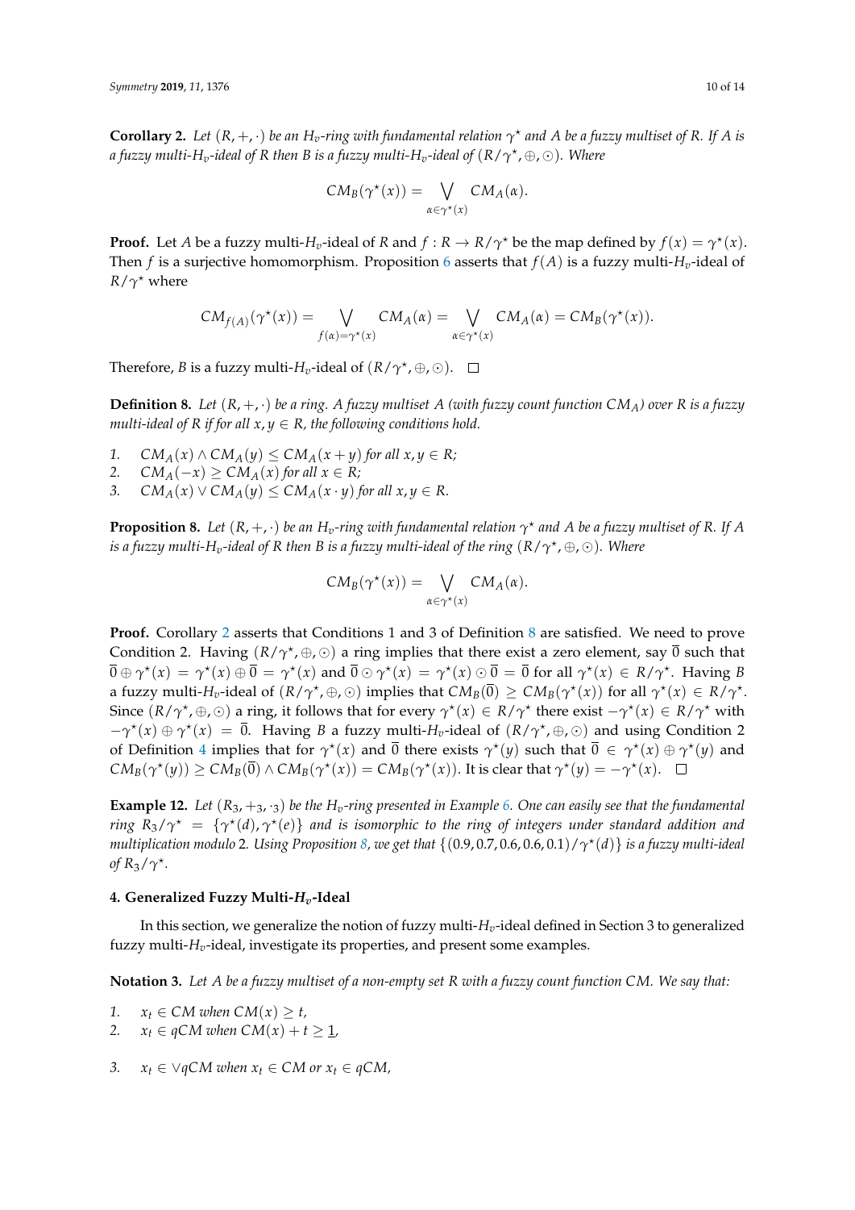**Corollary 2.** *Let $(R, +, \cdot)$ be an $H_v$-ring with fundamental relation $\gamma^\star$ and $A$ be a fuzzy multiset of $R$. If $A$ is a fuzzy multi-$H_v$-ideal of $R$ then $B$ is a fuzzy multi-$H_v$-ideal of $(R/\gamma^\star, \oplus, \odot)$. Where*

$$CM_B(\gamma^\star(x)) = \bigvee_{\alpha \in \gamma^\star(x)} CM_A(\alpha).$$

**Proof.** Let $A$ be a fuzzy multi-$H_v$-ideal of $R$ and $f : R \to R/\gamma^\star$ be the map defined by $f(x) = \gamma^\star(x)$. Then $f$ is a surjective homomorphism. Proposition 6 asserts that $f(A)$ is a fuzzy multi-$H_v$-ideal of $R/\gamma^\star$ where

$$CM_{f(A)}(\gamma^\star(x)) = \bigvee_{f(\alpha)=\gamma^\star(x)} CM_A(\alpha) = \bigvee_{\alpha \in \gamma^\star(x)} CM_A(\alpha) = CM_B(\gamma^\star(x)).$$

Therefore, $B$ is a fuzzy multi-$H_v$-ideal of $(R/\gamma^\star, \oplus, \odot)$. $\square$

**Definition 8.** *Let $(R, +, \cdot)$ be a ring. A fuzzy multiset $A$ (with fuzzy count function $CM_A$) over $R$ is a fuzzy multi-ideal of $R$ if for all $x, y \in R$, the following conditions hold.*

1. $CM_A(x) \wedge CM_A(y) \leq CM_A(x + y)$ *for all* $x, y \in R$;
2. $CM_A(-x) \geq CM_A(x)$ *for all* $x \in R$;
3. $CM_A(x) \vee CM_A(y) \leq CM_A(x \cdot y)$ *for all* $x, y \in R$.

**Proposition 8.** *Let $(R, +, \cdot)$ be an $H_v$-ring with fundamental relation $\gamma^\star$ and $A$ be a fuzzy multiset of $R$. If $A$ is a fuzzy multi-$H_v$-ideal of $R$ then $B$ is a fuzzy multi-ideal of the ring $(R/\gamma^\star, \oplus, \odot)$. Where*

$$CM_B(\gamma^\star(x)) = \bigvee_{\alpha \in \gamma^\star(x)} CM_A(\alpha).$$

**Proof.** Corollary 2 asserts that Conditions 1 and 3 of Definition 8 are satisfied. We need to prove Condition 2. Having $(R/\gamma^\star, \oplus, \odot)$ a ring implies that there exist a zero element, say $\overline{0}$ such that $\overline{0} \oplus \gamma^\star(x) = \gamma^\star(x) \oplus \overline{0} = \gamma^\star(x)$ and $\overline{0} \odot \gamma^\star(x) = \gamma^\star(x) \odot \overline{0} = \overline{0}$ for all $\gamma^\star(x) \in R/\gamma^\star$. Having $B$ a fuzzy multi-$H_v$-ideal of $(R/\gamma^\star, \oplus, \odot)$ implies that $CM_B(\overline{0}) \geq CM_B(\gamma^\star(x))$ for all $\gamma^\star(x) \in R/\gamma^\star$. Since $(R/\gamma^\star, \oplus, \odot)$ a ring, it follows that for every $\gamma^\star(x) \in R/\gamma^\star$ there exist $-\gamma^\star(x) \in R/\gamma^\star$ with $-\gamma^\star(x) \oplus \gamma^\star(x) = \overline{0}$. Having $B$ a fuzzy multi-$H_v$-ideal of $(R/\gamma^\star, \oplus, \odot)$ and using Condition 2 of Definition 4 implies that for $\gamma^\star(x)$ and $\overline{0}$ there exists $\gamma^\star(y)$ such that $\overline{0} \in \gamma^\star(x) \oplus \gamma^\star(y)$ and $CM_B(\gamma^\star(y)) \geq CM_B(\overline{0}) \wedge CM_B(\gamma^\star(x)) = CM_B(\gamma^\star(x))$. It is clear that $\gamma^\star(y) = -\gamma^\star(x)$. $\square$

**Example 12.** *Let $(R_3, +_3, \cdot_3)$ be the $H_v$-ring presented in Example 6. One can easily see that the fundamental ring $R_3/\gamma^\star = \{\gamma^\star(d), \gamma^\star(e)\}$ and is isomorphic to the ring of integers under standard addition and multiplication modulo 2. Using Proposition 8, we get that $\{(0.9, 0.7, 0.6, 0.6, 0.1)/\gamma^\star(d)\}$ is a fuzzy multi-ideal of $R_3/\gamma^\star$.*

## 4. Generalized Fuzzy Multi-$H_v$-Ideal

In this section, we generalize the notion of fuzzy multi-$H_v$-ideal defined in Section 3 to generalized fuzzy multi-$H_v$-ideal, investigate its properties, and present some examples.

**Notation 3.** *Let $A$ be a fuzzy multiset of a non-empty set $R$ with a fuzzy count function $CM$. We say that:*

1. $x_t \in CM$ *when* $CM(x) \geq t$,
2. $x_t \in qCM$ *when* $CM(x) + t \geq \underline{1}$,
3. $x_t \in \vee qCM$ *when* $x_t \in CM$ *or* $x_t \in qCM$,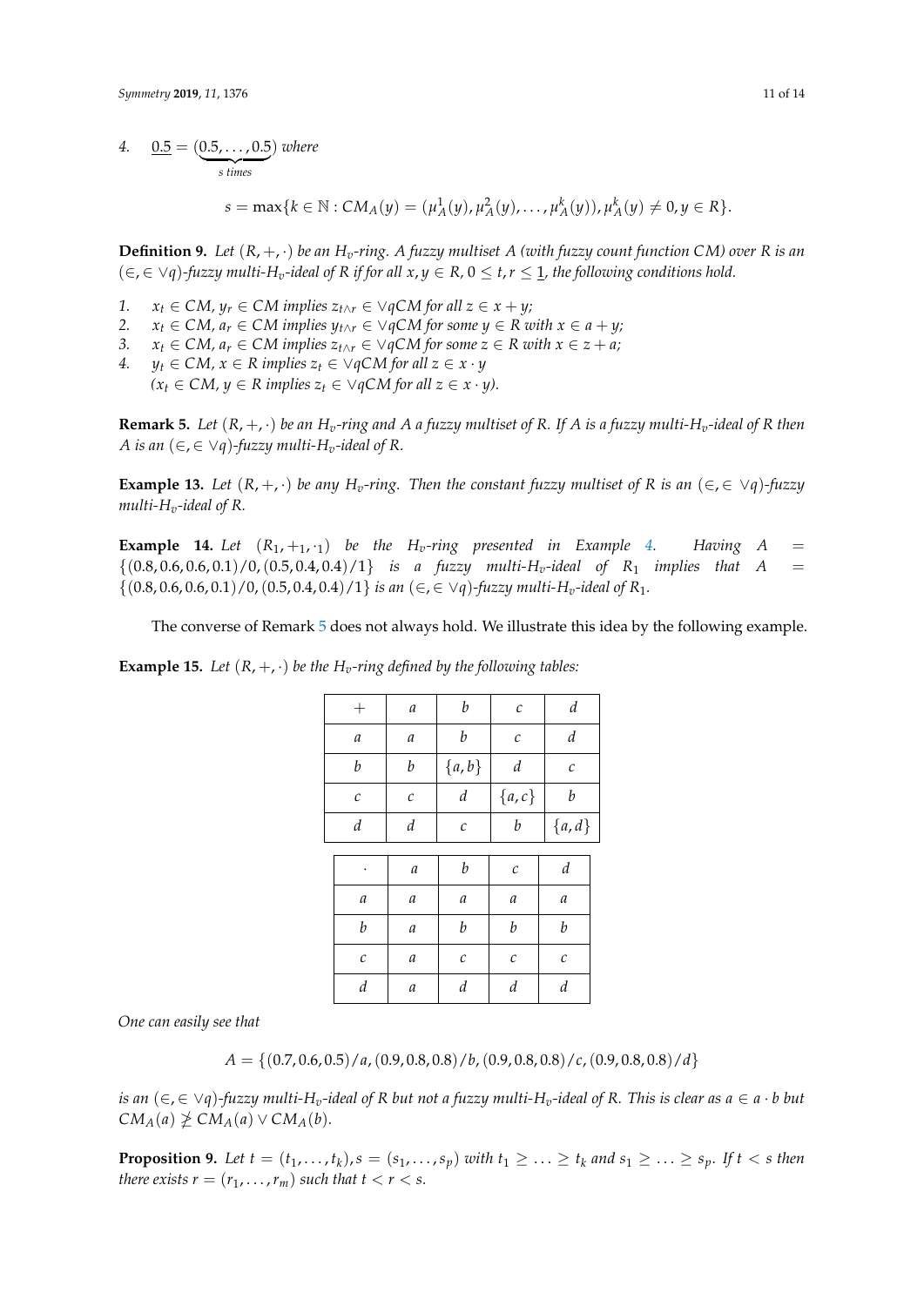4. $\underline{0.5} = (\underbrace{0.5, \ldots, 0.5}_{s \text{ times}})$ where

$$s = \max\{k \in \mathbb{N} : CM_A(y) = (\mu_A^1(y), \mu_A^2(y), \ldots, \mu_A^k(y)), \mu_A^k(y) \neq 0, y \in R\}.$$

**Definition 9.** *Let $(R, +, \cdot)$ be an $H_v$-ring. A fuzzy multiset $A$ (with fuzzy count function CM) over $R$ is an $(\in, \in \vee q)$-fuzzy multi-$H_v$-ideal of $R$ if for all $x, y \in R$, $0 \leq t, r \leq \underline{1}$, the following conditions hold.*

1. *$x_t \in CM$, $y_r \in CM$ implies $z_{t \wedge r} \in \vee qCM$ for all $z \in x + y$;*
2. *$x_t \in CM$, $a_r \in CM$ implies $y_{t \wedge r} \in \vee qCM$ for some $y \in R$ with $x \in a + y$;*
3. *$x_t \in CM$, $a_r \in CM$ implies $z_{t \wedge r} \in \vee qCM$ for some $z \in R$ with $x \in z + a$;*
4. *$y_t \in CM$, $x \in R$ implies $z_t \in \vee qCM$ for all $z \in x \cdot y$*
   *($x_t \in CM$, $y \in R$ implies $z_t \in \vee qCM$ for all $z \in x \cdot y$).*

**Remark 5.** *Let $(R, +, \cdot)$ be an $H_v$-ring and $A$ a fuzzy multiset of $R$. If $A$ is a fuzzy multi-$H_v$-ideal of $R$ then $A$ is an $(\in, \in \vee q)$-fuzzy multi-$H_v$-ideal of $R$.*

**Example 13.** *Let $(R, +, \cdot)$ be any $H_v$-ring. Then the constant fuzzy multiset of $R$ is an $(\in, \in \vee q)$-fuzzy multi-$H_v$-ideal of $R$.*

**Example 14.** *Let $(R_1, +_1, \cdot_1)$ be the $H_v$-ring presented in Example 4. Having $A = \{(0.8, 0.6, 0.6, 0.1)/0, (0.5, 0.4, 0.4)/1\}$ is a fuzzy multi-$H_v$-ideal of $R_1$ implies that $A = \{(0.8, 0.6, 0.6, 0.1)/0, (0.5, 0.4, 0.4)/1\}$ is an $(\in, \in \vee q)$-fuzzy multi-$H_v$-ideal of $R_1$.*

The converse of Remark 5 does not always hold. We illustrate this idea by the following example.

**Example 15.** *Let $(R, +, \cdot)$ be the $H_v$-ring defined by the following tables:*

| $+$ | $a$ | $b$ | $c$ | $d$ |
|---|---|---|---|---|
| $a$ | $a$ | $b$ | $c$ | $d$ |
| $b$ | $b$ | $\{a, b\}$ | $d$ | $c$ |
| $c$ | $c$ | $d$ | $\{a, c\}$ | $b$ |
| $d$ | $d$ | $c$ | $b$ | $\{a, d\}$ |

| $\cdot$ | $a$ | $b$ | $c$ | $d$ |
|---|---|---|---|---|
| $a$ | $a$ | $a$ | $a$ | $a$ |
| $b$ | $a$ | $b$ | $b$ | $b$ |
| $c$ | $a$ | $c$ | $c$ | $c$ |
| $d$ | $a$ | $d$ | $d$ | $d$ |

*One can easily see that*

$$A = \{(0.7, 0.6, 0.5)/a, (0.9, 0.8, 0.8)/b, (0.9, 0.8, 0.8)/c, (0.9, 0.8, 0.8)/d\}$$

*is an $(\in, \in \vee q)$-fuzzy multi-$H_v$-ideal of $R$ but not a fuzzy multi-$H_v$-ideal of $R$. This is clear as $a \in a \cdot b$ but $CM_A(a) \ngeq CM_A(a) \vee CM_A(b)$.*

**Proposition 9.** *Let $t = (t_1, \ldots, t_k), s = (s_1, \ldots, s_p)$ with $t_1 \geq \ldots \geq t_k$ and $s_1 \geq \ldots \geq s_p$. If $t < s$ then there exists $r = (r_1, \ldots, r_m)$ such that $t < r < s$.*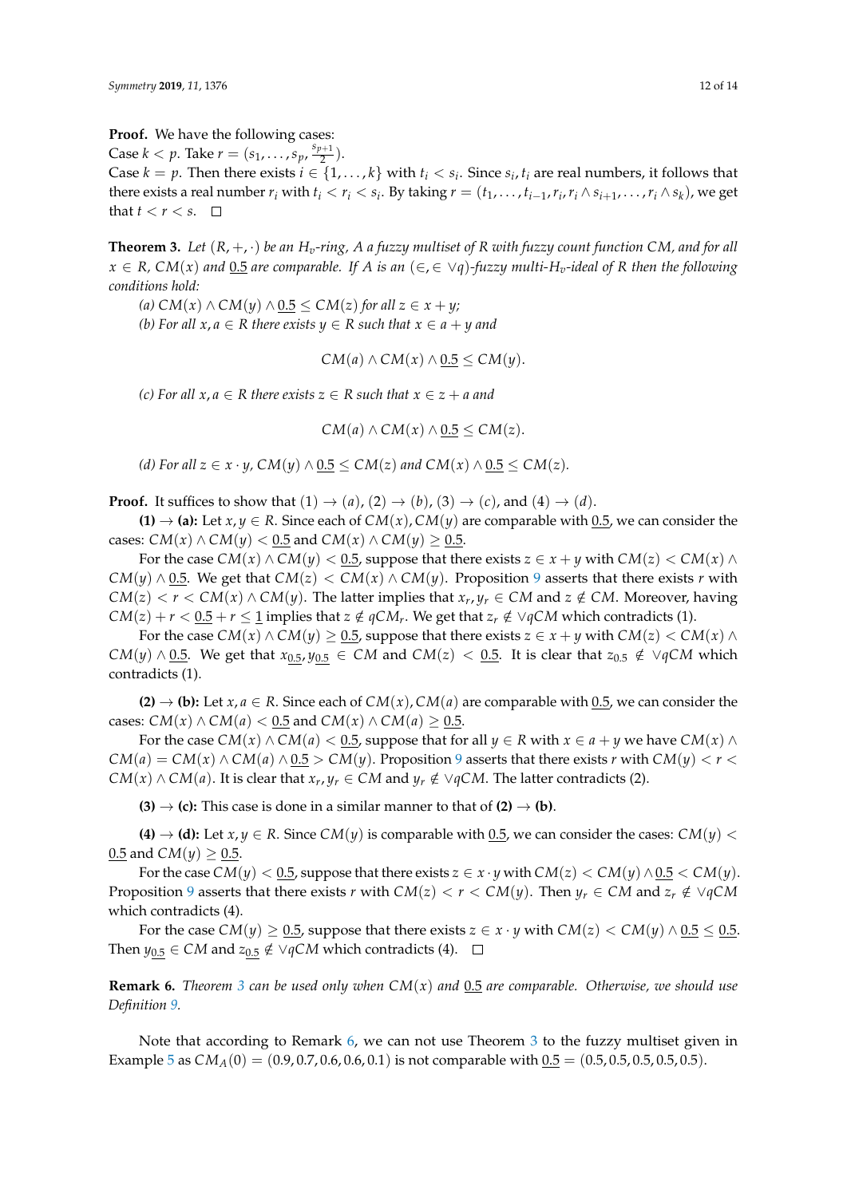**Proof.** We have the following cases:

Case $k < p$. Take $r = (s_1, \ldots, s_p, \frac{s_{p+1}}{2})$.

Case $k = p$. Then there exists $i \in \{1, \ldots, k\}$ with $t_i < s_i$. Since $s_i, t_i$ are real numbers, it follows that there exists a real number $r_i$ with $t_i < r_i < s_i$. By taking $r = (t_1, \ldots, t_{i-1}, r_i, r_i \wedge s_{i+1}, \ldots, r_i \wedge s_k)$, we get that $t < r < s$. □

**Theorem 3.** *Let $(R, +, \cdot)$ be an $H_v$-ring, $A$ a fuzzy multiset of $R$ with fuzzy count function $CM$, and for all $x \in R$, $CM(x)$ and $\underline{0.5}$ are comparable. If $A$ is an $(\in, \in \vee q)$-fuzzy multi-$H_v$-ideal of $R$ then the following conditions hold:*

*(a) $CM(x) \wedge CM(y) \wedge \underline{0.5} \leq CM(z)$ for all $z \in x + y$;*

*(b) For all $x, a \in R$ there exists $y \in R$ such that $x \in a + y$ and*

$$CM(a) \wedge CM(x) \wedge \underline{0.5} \leq CM(y).$$

*(c) For all $x, a \in R$ there exists $z \in R$ such that $x \in z + a$ and*

$$CM(a) \wedge CM(x) \wedge \underline{0.5} \leq CM(z).$$

*(d) For all $z \in x \cdot y$, $CM(y) \wedge \underline{0.5} \leq CM(z)$ and $CM(x) \wedge \underline{0.5} \leq CM(z)$.*

**Proof.** It suffices to show that $(1) \to (a)$, $(2) \to (b)$, $(3) \to (c)$, and $(4) \to (d)$.

**(1) → (a):** Let $x, y \in R$. Since each of $CM(x), CM(y)$ are comparable with $\underline{0.5}$, we can consider the cases: $CM(x) \wedge CM(y) < \underline{0.5}$ and $CM(x) \wedge CM(y) \geq \underline{0.5}$.

For the case $CM(x) \wedge CM(y) < \underline{0.5}$, suppose that there exists $z \in x + y$ with $CM(z) < CM(x) \wedge CM(y) \wedge \underline{0.5}$. We get that $CM(z) < CM(x) \wedge CM(y)$. Proposition 9 asserts that there exists $r$ with $CM(z) < r < CM(x) \wedge CM(y)$. The latter implies that $x_r, y_r \in CM$ and $z \notin CM$. Moreover, having $CM(z) + r < \underline{0.5} + r \leq \underline{1}$ implies that $z \notin qCM_r$. We get that $z_r \notin \vee qCM$ which contradicts (1).

For the case $CM(x) \wedge CM(y) \geq \underline{0.5}$, suppose that there exists $z \in x + y$ with $CM(z) < CM(x) \wedge CM(y) \wedge \underline{0.5}$. We get that $x_{\underline{0.5}}, y_{\underline{0.5}} \in CM$ and $CM(z) < \underline{0.5}$. It is clear that $z_{0.5} \notin \vee qCM$ which contradicts (1).

**(2) → (b):** Let $x, a \in R$. Since each of $CM(x), CM(a)$ are comparable with $\underline{0.5}$, we can consider the cases: $CM(x) \wedge CM(a) < \underline{0.5}$ and $CM(x) \wedge CM(a) \geq \underline{0.5}$.

For the case $CM(x) \wedge CM(a) < \underline{0.5}$, suppose that for all $y \in R$ with $x \in a + y$ we have $CM(x) \wedge CM(a) = CM(x) \wedge CM(a) \wedge \underline{0.5} > CM(y)$. Proposition 9 asserts that there exists $r$ with $CM(y) < r < CM(x) \wedge CM(a)$. It is clear that $x_r, y_r \in CM$ and $y_r \notin \vee qCM$. The latter contradicts (2).

**(3) → (c):** This case is done in a similar manner to that of **(2) → (b)**.

**(4) → (d):** Let $x, y \in R$. Since $CM(y)$ is comparable with $\underline{0.5}$, we can consider the cases: $CM(y) < \underline{0.5}$ and $CM(y) \geq \underline{0.5}$.

For the case $CM(y) < \underline{0.5}$, suppose that there exists $z \in x \cdot y$ with $CM(z) < CM(y) \wedge \underline{0.5} < CM(y)$. Proposition 9 asserts that there exists $r$ with $CM(z) < r < CM(y)$. Then $y_r \in CM$ and $z_r \notin \vee qCM$ which contradicts (4).

For the case $CM(y) \geq \underline{0.5}$, suppose that there exists $z \in x \cdot y$ with $CM(z) < CM(y) \wedge \underline{0.5} \leq \underline{0.5}$. Then $y_{\underline{0.5}} \in CM$ and $z_{\underline{0.5}} \notin \vee qCM$ which contradicts (4). □

**Remark 6.** *Theorem 3 can be used only when $CM(x)$ and $\underline{0.5}$ are comparable. Otherwise, we should use Definition 9.*

Note that according to Remark 6, we can not use Theorem 3 to the fuzzy multiset given in Example 5 as $CM_A(0) = (0.9, 0.7, 0.6, 0.6, 0.1)$ is not comparable with $\underline{0.5} = (0.5, 0.5, 0.5, 0.5, 0.5)$.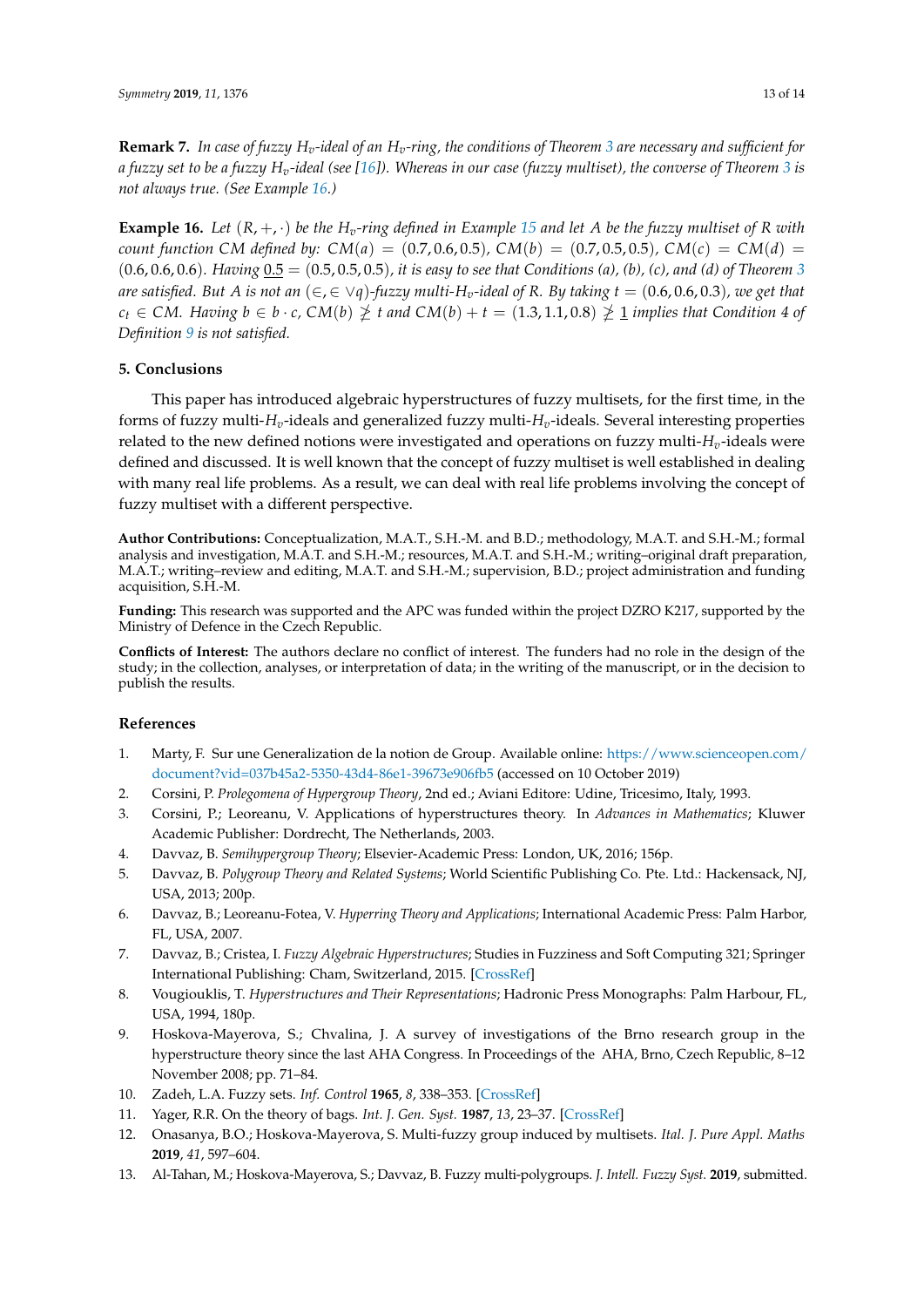**Remark 7.** *In case of fuzzy $H_v$-ideal of an $H_v$-ring, the conditions of Theorem 3 are necessary and sufficient for a fuzzy set to be a fuzzy $H_v$-ideal (see [16]). Whereas in our case (fuzzy multiset), the converse of Theorem 3 is not always true. (See Example 16.)*

**Example 16.** *Let $(R, +, \cdot)$ be the $H_v$-ring defined in Example 15 and let $A$ be the fuzzy multiset of $R$ with count function $CM$ defined by: $CM(a) = (0.7, 0.6, 0.5)$, $CM(b) = (0.7, 0.5, 0.5)$, $CM(c) = CM(d) = (0.6, 0.6, 0.6)$. Having $\underline{0.5} = (0.5, 0.5, 0.5)$, it is easy to see that Conditions (a), (b), (c), and (d) of Theorem 3 are satisfied. But $A$ is not an $(\in, \in \vee q)$-fuzzy multi-$H_v$-ideal of $R$. By taking $t = (0.6, 0.6, 0.3)$, we get that $c_t \in CM$. Having $b \in b \cdot c$, $CM(b) \not\geq t$ and $CM(b) + t = (1.3, 1.1, 0.8) \not\geq \underline{1}$ implies that Condition 4 of Definition 9 is not satisfied.*

## 5. Conclusions

This paper has introduced algebraic hyperstructures of fuzzy multisets, for the first time, in the forms of fuzzy multi-$H_v$-ideals and generalized fuzzy multi-$H_v$-ideals. Several interesting properties related to the new defined notions were investigated and operations on fuzzy multi-$H_v$-ideals were defined and discussed. It is well known that the concept of fuzzy multiset is well established in dealing with many real life problems. As a result, we can deal with real life problems involving the concept of fuzzy multiset with a different perspective.

**Author Contributions:** Conceptualization, M.A.T., S.H.-M. and B.D.; methodology, M.A.T. and S.H.-M.; formal analysis and investigation, M.A.T. and S.H.-M.; resources, M.A.T. and S.H.-M.; writing–original draft preparation, M.A.T.; writing–review and editing, M.A.T. and S.H.-M.; supervision, B.D.; project administration and funding acquisition, S.H.-M.

**Funding:** This research was supported and the APC was funded within the project DZRO K217, supported by the Ministry of Defence in the Czech Republic.

**Conflicts of Interest:** The authors declare no conflict of interest. The funders had no role in the design of the study; in the collection, analyses, or interpretation of data; in the writing of the manuscript, or in the decision to publish the results.

## References

1. Marty, F. Sur une Generalization de la notion de Group. Available online: https://www.scienceopen.com/document?vid=037b45a2-5350-43d4-86e1-39673e906fb5 (accessed on 10 October 2019)
2. Corsini, P. *Prolegomena of Hypergroup Theory*, 2nd ed.; Aviani Editore: Udine, Tricesimo, Italy, 1993.
3. Corsini, P.; Leoreanu, V. Applications of hyperstructures theory. In *Advances in Mathematics*; Kluwer Academic Publisher: Dordrecht, The Netherlands, 2003.
4. Davvaz, B. *Semihypergroup Theory*; Elsevier-Academic Press: London, UK, 2016; 156p.
5. Davvaz, B. *Polygroup Theory and Related Systems*; World Scientific Publishing Co. Pte. Ltd.: Hackensack, NJ, USA, 2013; 200p.
6. Davvaz, B.; Leoreanu-Fotea, V. *Hyperring Theory and Applications*; International Academic Press: Palm Harbor, FL, USA, 2007.
7. Davvaz, B.; Cristea, I. *Fuzzy Algebraic Hyperstructures*; Studies in Fuzziness and Soft Computing 321; Springer International Publishing: Cham, Switzerland, 2015. [CrossRef]
8. Vougiouklis, T. *Hyperstructures and Their Representations*; Hadronic Press Monographs: Palm Harbour, FL, USA, 1994, 180p.
9. Hoskova-Mayerova, S.; Chvalina, J. A survey of investigations of the Brno research group in the hyperstructure theory since the last AHA Congress. In Proceedings of the AHA, Brno, Czech Republic, 8–12 November 2008; pp. 71–84.
10. Zadeh, L.A. Fuzzy sets. *Inf. Control* **1965**, *8*, 338–353. [CrossRef]
11. Yager, R.R. On the theory of bags. *Int. J. Gen. Syst.* **1987**, *13*, 23–37. [CrossRef]
12. Onasanya, B.O.; Hoskova-Mayerova, S. Multi-fuzzy group induced by multisets. *Ital. J. Pure Appl. Maths* **2019**, *41*, 597–604.
13. Al-Tahan, M.; Hoskova-Mayerova, S.; Davvaz, B. Fuzzy multi-polygroups. *J. Intell. Fuzzy Syst.* **2019**, submitted.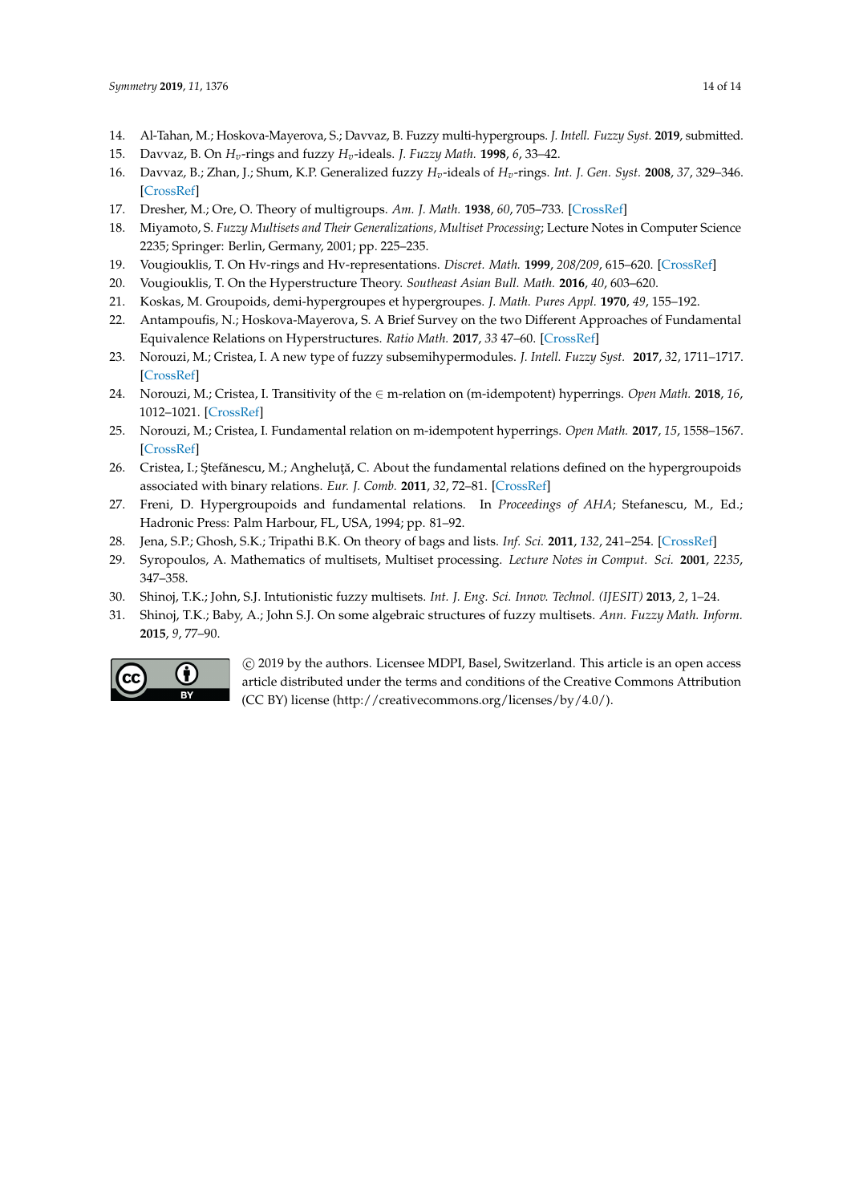14. Al-Tahan, M.; Hoskova-Mayerova, S.; Davvaz, B. Fuzzy multi-hypergroups. *J. Intell. Fuzzy Syst.* **2019**, submitted.
15. Davvaz, B. On $H_v$-rings and fuzzy $H_v$-ideals. *J. Fuzzy Math.* **1998**, *6*, 33–42.
16. Davvaz, B.; Zhan, J.; Shum, K.P. Generalized fuzzy $H_v$-ideals of $H_v$-rings. *Int. J. Gen. Syst.* **2008**, *37*, 329–346. [CrossRef]
17. Dresher, M.; Ore, O. Theory of multigroups. *Am. J. Math.* **1938**, *60*, 705–733. [CrossRef]
18. Miyamoto, S. *Fuzzy Multisets and Their Generalizations, Multiset Processing*; Lecture Notes in Computer Science 2235; Springer: Berlin, Germany, 2001; pp. 225–235.
19. Vougiouklis, T. On Hv-rings and Hv-representations. *Discret. Math.* **1999**, *208/209*, 615–620. [CrossRef]
20. Vougiouklis, T. On the Hyperstructure Theory. *Southeast Asian Bull. Math.* **2016**, *40*, 603–620.
21. Koskas, M. Groupoids, demi-hypergroupes et hypergroupes. *J. Math. Pures Appl.* **1970**, *49*, 155–192.
22. Antampoufis, N.; Hoskova-Mayerova, S. A Brief Survey on the two Different Approaches of Fundamental Equivalence Relations on Hyperstructures. *Ratio Math.* **2017**, *33* 47–60. [CrossRef]
23. Norouzi, M.; Cristea, I. A new type of fuzzy subsemihypermodules. *J. Intell. Fuzzy Syst.* **2017**, *32*, 1711–1717. [CrossRef]
24. Norouzi, M.; Cristea, I. Transitivity of the $\in$ m-relation on (m-idempotent) hyperrings. *Open Math.* **2018**, *16*, 1012–1021. [CrossRef]
25. Norouzi, M.; Cristea, I. Fundamental relation on m-idempotent hyperrings. *Open Math.* **2017**, *15*, 1558–1567. [CrossRef]
26. Cristea, I.; Ştefănescu, M.; Angheluţă, C. About the fundamental relations defined on the hypergroupoids associated with binary relations. *Eur. J. Comb.* **2011**, *32*, 72–81. [CrossRef]
27. Freni, D. Hypergroupoids and fundamental relations. In *Proceedings of AHA*; Stefanescu, M., Ed.; Hadronic Press: Palm Harbour, FL, USA, 1994; pp. 81–92.
28. Jena, S.P.; Ghosh, S.K.; Tripathi B.K. On theory of bags and lists. *Inf. Sci.* **2011**, *132*, 241–254. [CrossRef]
29. Syropoulos, A. Mathematics of multisets, Multiset processing. *Lecture Notes in Comput. Sci.* **2001**, *2235*, 347–358.
30. Shinoj, T.K.; John, S.J. Intutionistic fuzzy multisets. *Int. J. Eng. Sci. Innov. Technol. (IJESIT)* **2013**, *2*, 1–24.
31. Shinoj, T.K.; Baby, A.; John S.J. On some algebraic structures of fuzzy multisets. *Ann. Fuzzy Math. Inform.* **2015**, *9*, 77–90.

© 2019 by the authors. Licensee MDPI, Basel, Switzerland. This article is an open access article distributed under the terms and conditions of the Creative Commons Attribution (CC BY) license (http://creativecommons.org/licenses/by/4.0/).